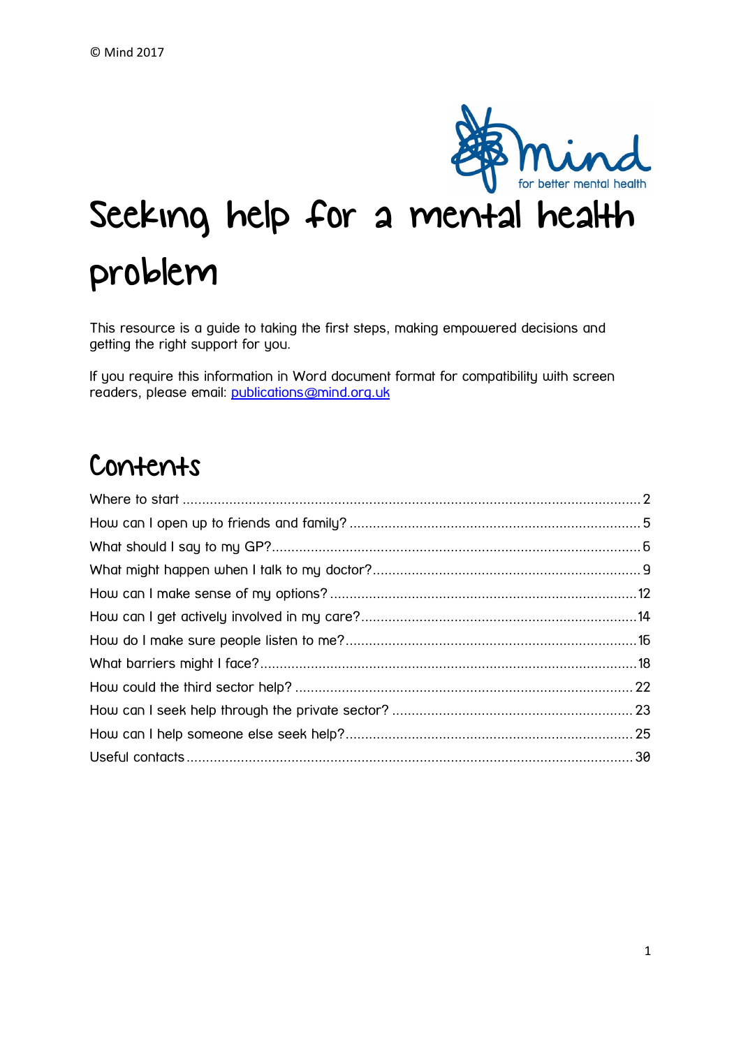© Mind 2017

# Seeking help for a mental health problem

This resource is a guide to taking the first steps, making empowered decisions and getting the right support for you.

If you require this information in Word document format for compatibility with screen readers, please email: publications@mind.org.uk

## Contents

Where to start ........ 2
How can I open up to friends and family? ........ 5
What should I say to my GP? ........ 6
What might happen when I talk to my doctor? ........ 9
How can I make sense of my options? ........ 12
How can I get actively involved in my care? ........ 14
How do I make sure people listen to me? ........ 16
What barriers might I face? ........ 18
How could the third sector help? ........ 22
How can I seek help through the private sector? ........ 23
How can I help someone else seek help? ........ 25
Useful contacts ........ 30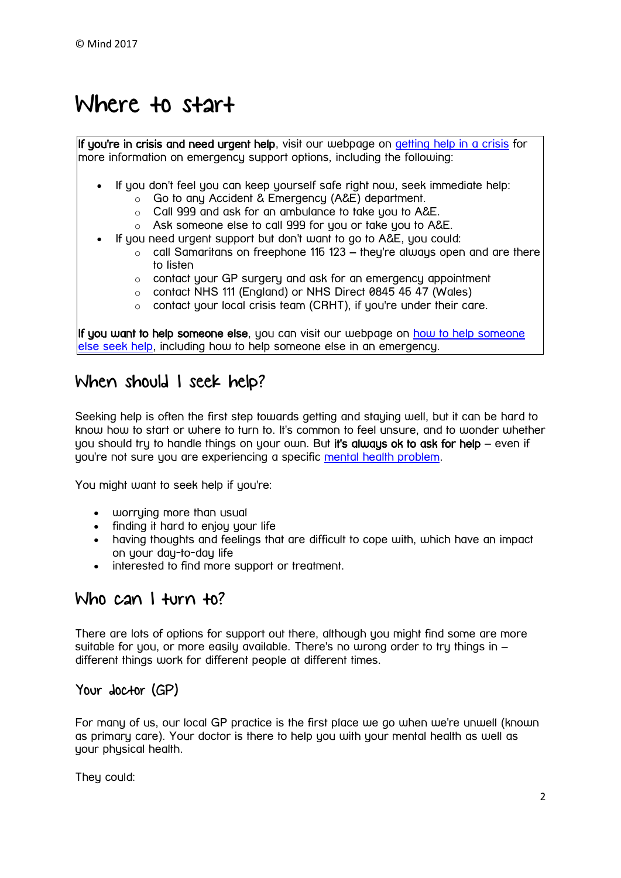# Where to start

**If you're in crisis and need urgent help**, visit our webpage on [getting help in a crisis] for more information on emergency support options, including the following:

- If you don't feel you can keep yourself safe right now, seek immediate help:
  - Go to any Accident & Emergency (A&E) department.
  - Call 999 and ask for an ambulance to take you to A&E.
  - Ask someone else to call 999 for you or take you to A&E.
- If you need urgent support but don't want to go to A&E, you could:
  - call Samaritans on freephone 116 123 – they're always open and are there to listen
  - contact your GP surgery and ask for an emergency appointment
  - contact NHS 111 (England) or NHS Direct 0845 46 47 (Wales)
  - contact your local crisis team (CRHT), if you're under their care.

**If you want to help someone else**, you can visit our webpage on [how to help someone else seek help], including how to help someone else in an emergency.

## When should I seek help?

Seeking help is often the first step towards getting and staying well, but it can be hard to know how to start or where to turn to. It's common to feel unsure, and to wonder whether you should try to handle things on your own. But **it's always ok to ask for help** – even if you're not sure you are experiencing a specific [mental health problem].

You might want to seek help if you're:

- worrying more than usual
- finding it hard to enjoy your life
- having thoughts and feelings that are difficult to cope with, which have an impact on your day-to-day life
- interested to find more support or treatment.

## Who can I turn to?

There are lots of options for support out there, although you might find some are more suitable for you, or more easily available. There's no wrong order to try things in – different things work for different people at different times.

### Your doctor (GP)

For many of us, our local GP practice is the first place we go when we're unwell (known as primary care). Your doctor is there to help you with your mental health as well as your physical health.

They could: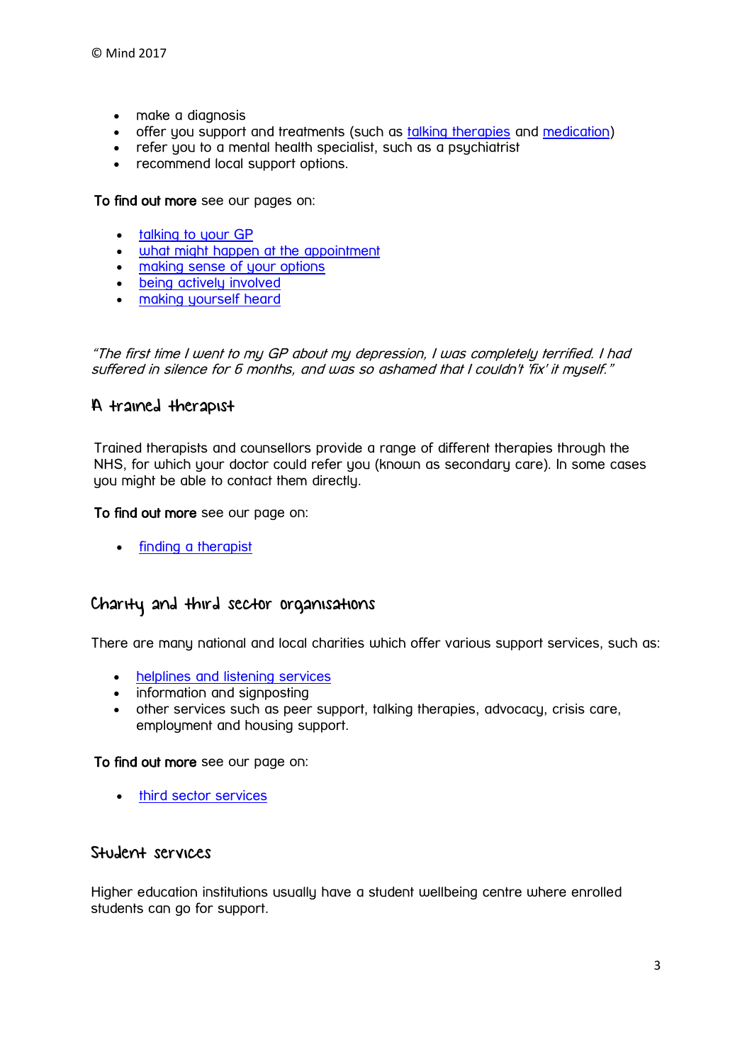- make a diagnosis
- offer you support and treatments (such as [talking therapies] and [medication])
- refer you to a mental health specialist, such as a psychiatrist
- recommend local support options.

**To find out more** see our pages on:

- talking to your GP
- what might happen at the appointment
- making sense of your options
- being actively involved
- making yourself heard

*"The first time I went to my GP about my depression, I was completely terrified. I had suffered in silence for 6 months, and was so ashamed that I couldn't 'fix' it myself."*

## A trained therapist

Trained therapists and counsellors provide a range of different therapies through the NHS, for which your doctor could refer you (known as secondary care). In some cases you might be able to contact them directly.

**To find out more** see our page on:

- finding a therapist

## Charity and third sector organisations

There are many national and local charities which offer various support services, such as:

- helplines and listening services
- information and signposting
- other services such as peer support, talking therapies, advocacy, crisis care, employment and housing support.

**To find out more** see our page on:

- third sector services

## Student services

Higher education institutions usually have a student wellbeing centre where enrolled students can go for support.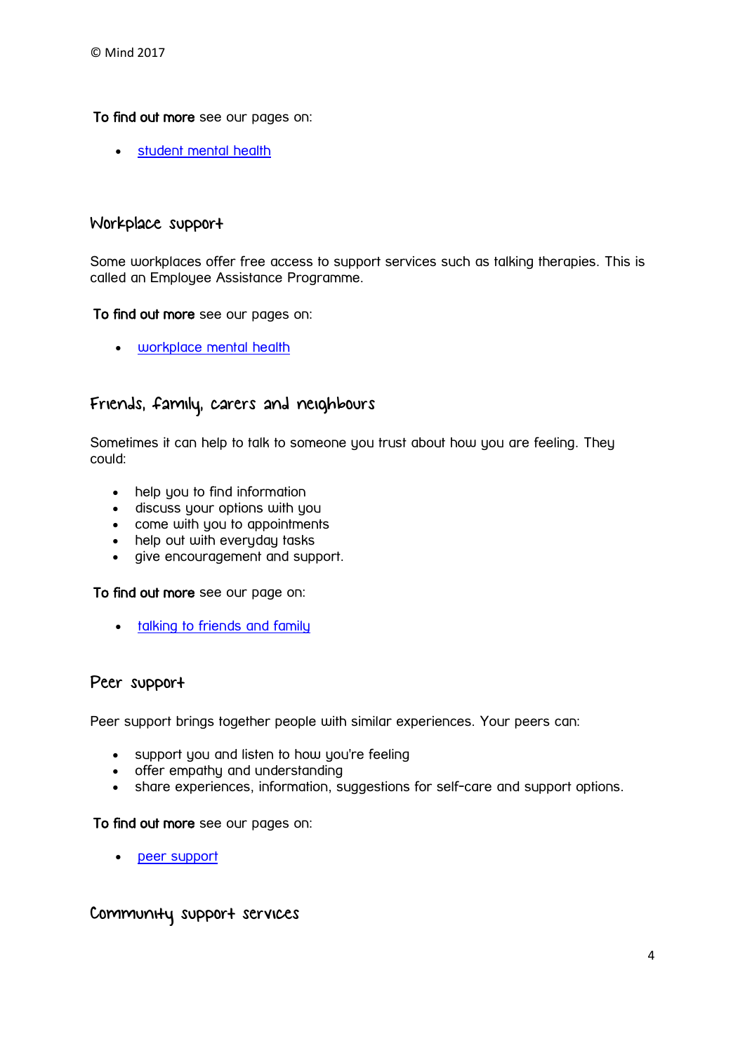© Mind 2017

**To find out more** see our pages on:

- student mental health

## Workplace support

Some workplaces offer free access to support services such as talking therapies. This is called an Employee Assistance Programme.

**To find out more** see our pages on:

- workplace mental health

## Friends, family, carers and neighbours

Sometimes it can help to talk to someone you trust about how you are feeling. They could:

- help you to find information
- discuss your options with you
- come with you to appointments
- help out with everyday tasks
- give encouragement and support.

**To find out more** see our page on:

- talking to friends and family

## Peer support

Peer support brings together people with similar experiences. Your peers can:

- support you and listen to how you're feeling
- offer empathy and understanding
- share experiences, information, suggestions for self-care and support options.

**To find out more** see our pages on:

- peer support

## Community support services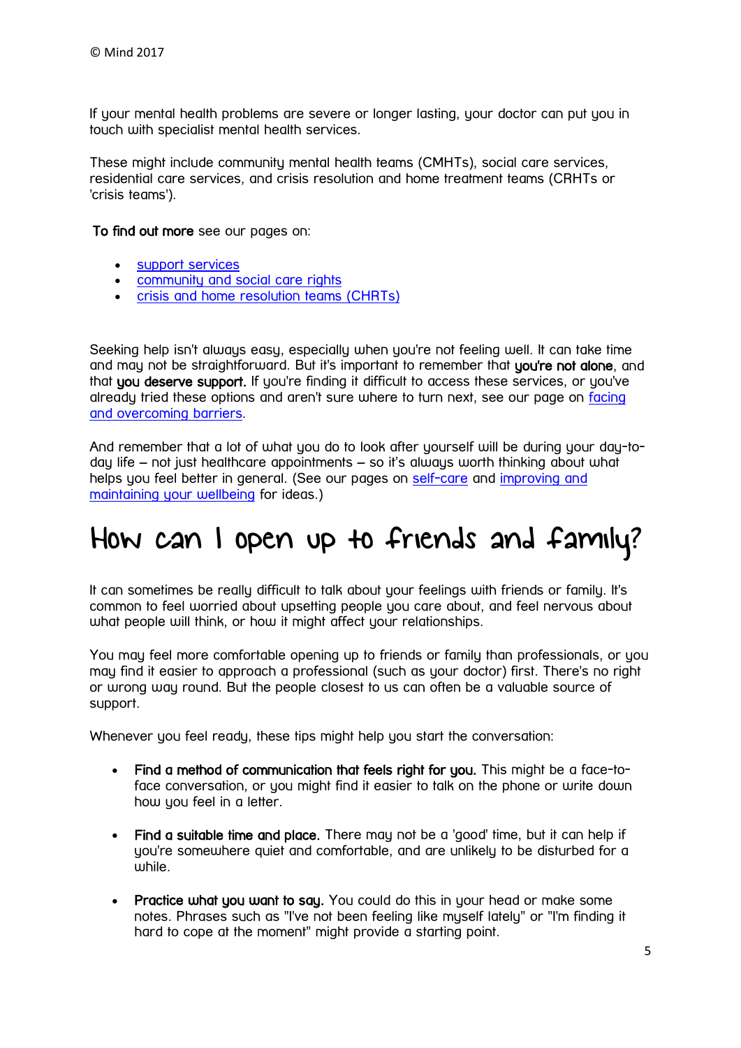If your mental health problems are severe or longer lasting, your doctor can put you in touch with specialist mental health services.

These might include community mental health teams (CMHTs), social care services, residential care services, and crisis resolution and home treatment teams (CRHTs or 'crisis teams').

**To find out more** see our pages on:

- support services
- community and social care rights
- crisis and home resolution teams (CHRTs)

Seeking help isn't always easy, especially when you're not feeling well. It can take time and may not be straightforward. But it's important to remember that **you're not alone**, and that **you deserve support.** If you're finding it difficult to access these services, or you've already tried these options and aren't sure where to turn next, see our page on facing and overcoming barriers.

And remember that a lot of what you do to look after yourself will be during your day-to-day life – not just healthcare appointments – so it's always worth thinking about what helps you feel better in general. (See our pages on self-care and improving and maintaining your wellbeing for ideas.)

# How can I open up to friends and family?

It can sometimes be really difficult to talk about your feelings with friends or family. It's common to feel worried about upsetting people you care about, and feel nervous about what people will think, or how it might affect your relationships.

You may feel more comfortable opening up to friends or family than professionals, or you may find it easier to approach a professional (such as your doctor) first. There's no right or wrong way round. But the people closest to us can often be a valuable source of support.

Whenever you feel ready, these tips might help you start the conversation:

- **Find a method of communication that feels right for you.** This might be a face-to-face conversation, or you might find it easier to talk on the phone or write down how you feel in a letter.

- **Find a suitable time and place.** There may not be a 'good' time, but it can help if you're somewhere quiet and comfortable, and are unlikely to be disturbed for a while.

- **Practice what you want to say.** You could do this in your head or make some notes. Phrases such as "I've not been feeling like myself lately" or "I'm finding it hard to cope at the moment" might provide a starting point.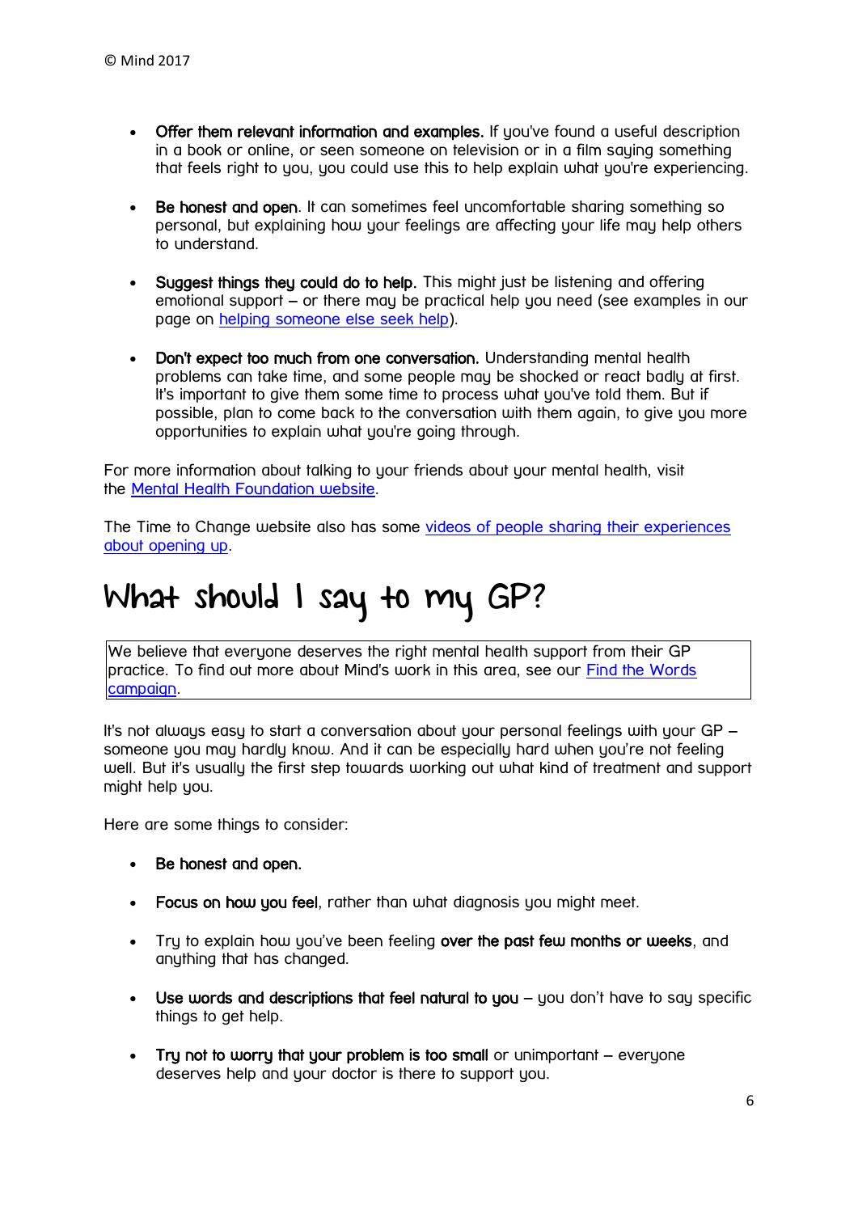- **Offer them relevant information and examples.** If you've found a useful description in a book or online, or seen someone on television or in a film saying something that feels right to you, you could use this to help explain what you're experiencing.

- **Be honest and open**. It can sometimes feel uncomfortable sharing something so personal, but explaining how your feelings are affecting your life may help others to understand.

- **Suggest things they could do to help.** This might just be listening and offering emotional support – or there may be practical help you need (see examples in our page on helping someone else seek help).

- **Don't expect too much from one conversation.** Understanding mental health problems can take time, and some people may be shocked or react badly at first. It's important to give them some time to process what you've told them. But if possible, plan to come back to the conversation with them again, to give you more opportunities to explain what you're going through.

For more information about talking to your friends about your mental health, visit the Mental Health Foundation website.

The Time to Change website also has some videos of people sharing their experiences about opening up.

# What should I say to my GP?

We believe that everyone deserves the right mental health support from their GP practice. To find out more about Mind's work in this area, see our Find the Words campaign.

It's not always easy to start a conversation about your personal feelings with your GP – someone you may hardly know. And it can be especially hard when you're not feeling well. But it's usually the first step towards working out what kind of treatment and support might help you.

Here are some things to consider:

- **Be honest and open.**

- **Focus on how you feel**, rather than what diagnosis you might meet.

- Try to explain how you've been feeling **over the past few months or weeks**, and anything that has changed.

- **Use words and descriptions that feel natural to you** – you don't have to say specific things to get help.

- **Try not to worry that your problem is too small** or unimportant – everyone deserves help and your doctor is there to support you.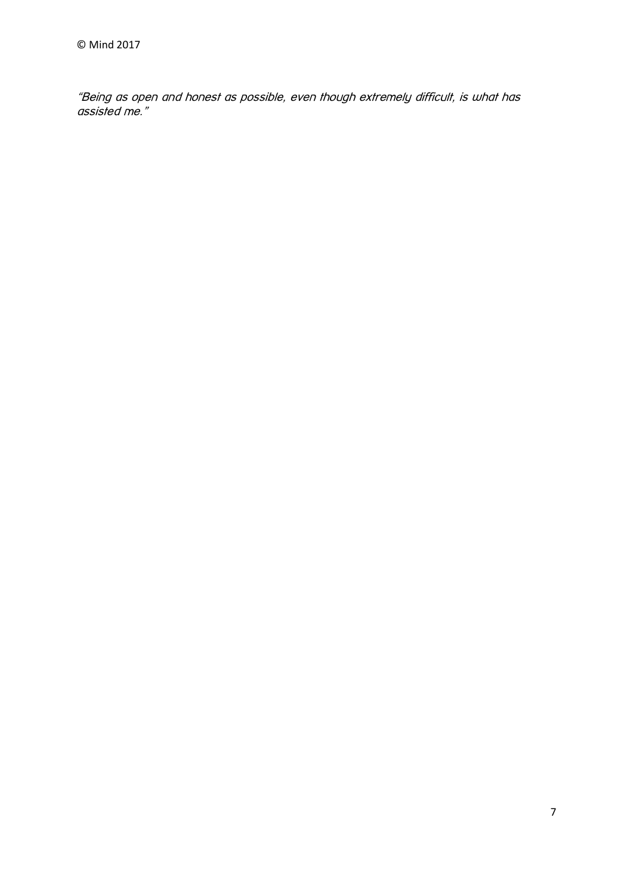*"Being as open and honest as possible, even though extremely difficult, is what has assisted me."*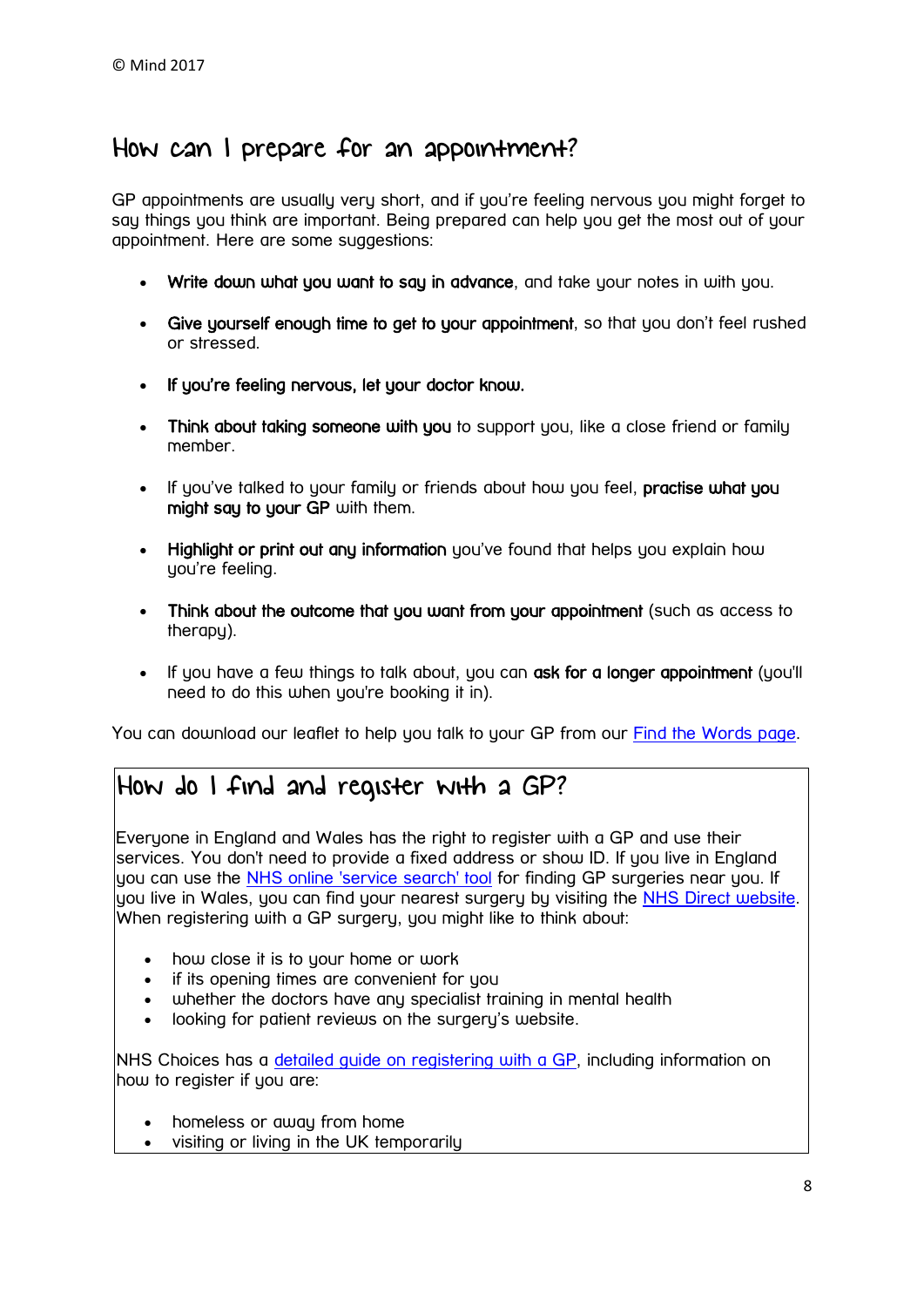## How can I prepare for an appointment?

GP appointments are usually very short, and if you're feeling nervous you might forget to say things you think are important. Being prepared can help you get the most out of your appointment. Here are some suggestions:

- **Write down what you want to say in advance**, and take your notes in with you.
- **Give yourself enough time to get to your appointment**, so that you don't feel rushed or stressed.
- **If you're feeling nervous, let your doctor know.**
- **Think about taking someone with you** to support you, like a close friend or family member.
- If you've talked to your family or friends about how you feel, **practise what you might say to your GP** with them.
- **Highlight or print out any information** you've found that helps you explain how you're feeling.
- **Think about the outcome that you want from your appointment** (such as access to therapy).
- If you have a few things to talk about, you can **ask for a longer appointment** (you'll need to do this when you're booking it in).

You can download our leaflet to help you talk to your GP from our Find the Words page.

## How do I find and register with a GP?

Everyone in England and Wales has the right to register with a GP and use their services. You don't need to provide a fixed address or show ID. If you live in England you can use the NHS online 'service search' tool for finding GP surgeries near you. If you live in Wales, you can find your nearest surgery by visiting the NHS Direct website. When registering with a GP surgery, you might like to think about:

- how close it is to your home or work
- if its opening times are convenient for you
- whether the doctors have any specialist training in mental health
- looking for patient reviews on the surgery's website.

NHS Choices has a detailed guide on registering with a GP, including information on how to register if you are:

- homeless or away from home
- visiting or living in the UK temporarily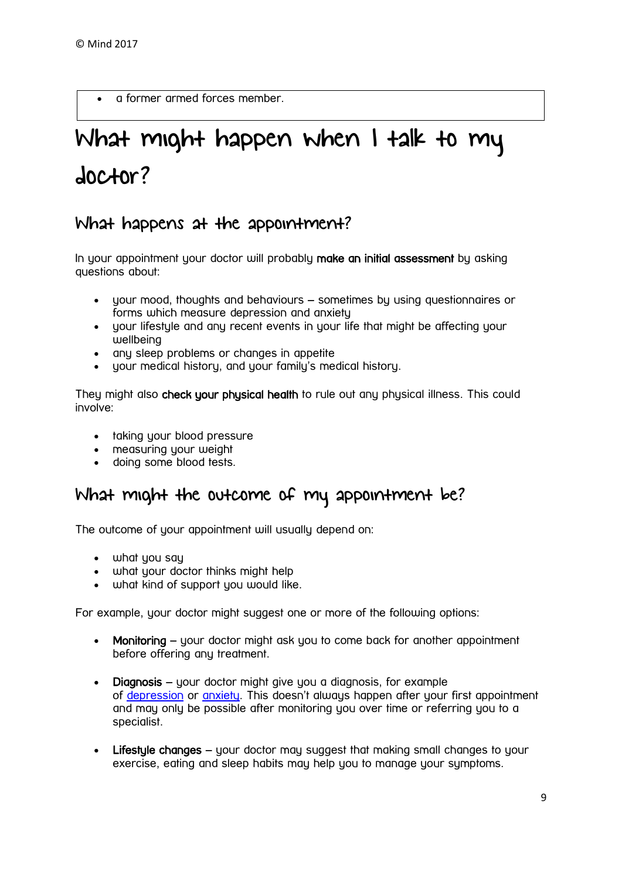- a former armed forces member.

# What might happen when I talk to my doctor?

## What happens at the appointment?

In your appointment your doctor will probably **make an initial assessment** by asking questions about:

- your mood, thoughts and behaviours – sometimes by using questionnaires or forms which measure depression and anxiety
- your lifestyle and any recent events in your life that might be affecting your wellbeing
- any sleep problems or changes in appetite
- your medical history, and your family's medical history.

They might also **check your physical health** to rule out any physical illness. This could involve:

- taking your blood pressure
- measuring your weight
- doing some blood tests.

## What might the outcome of my appointment be?

The outcome of your appointment will usually depend on:

- what you say
- what your doctor thinks might help
- what kind of support you would like.

For example, your doctor might suggest one or more of the following options:

- **Monitoring** – your doctor might ask you to come back for another appointment before offering any treatment.
- **Diagnosis** – your doctor might give you a diagnosis, for example of depression or anxiety. This doesn't always happen after your first appointment and may only be possible after monitoring you over time or referring you to a specialist.
- **Lifestyle changes** – your doctor may suggest that making small changes to your exercise, eating and sleep habits may help you to manage your symptoms.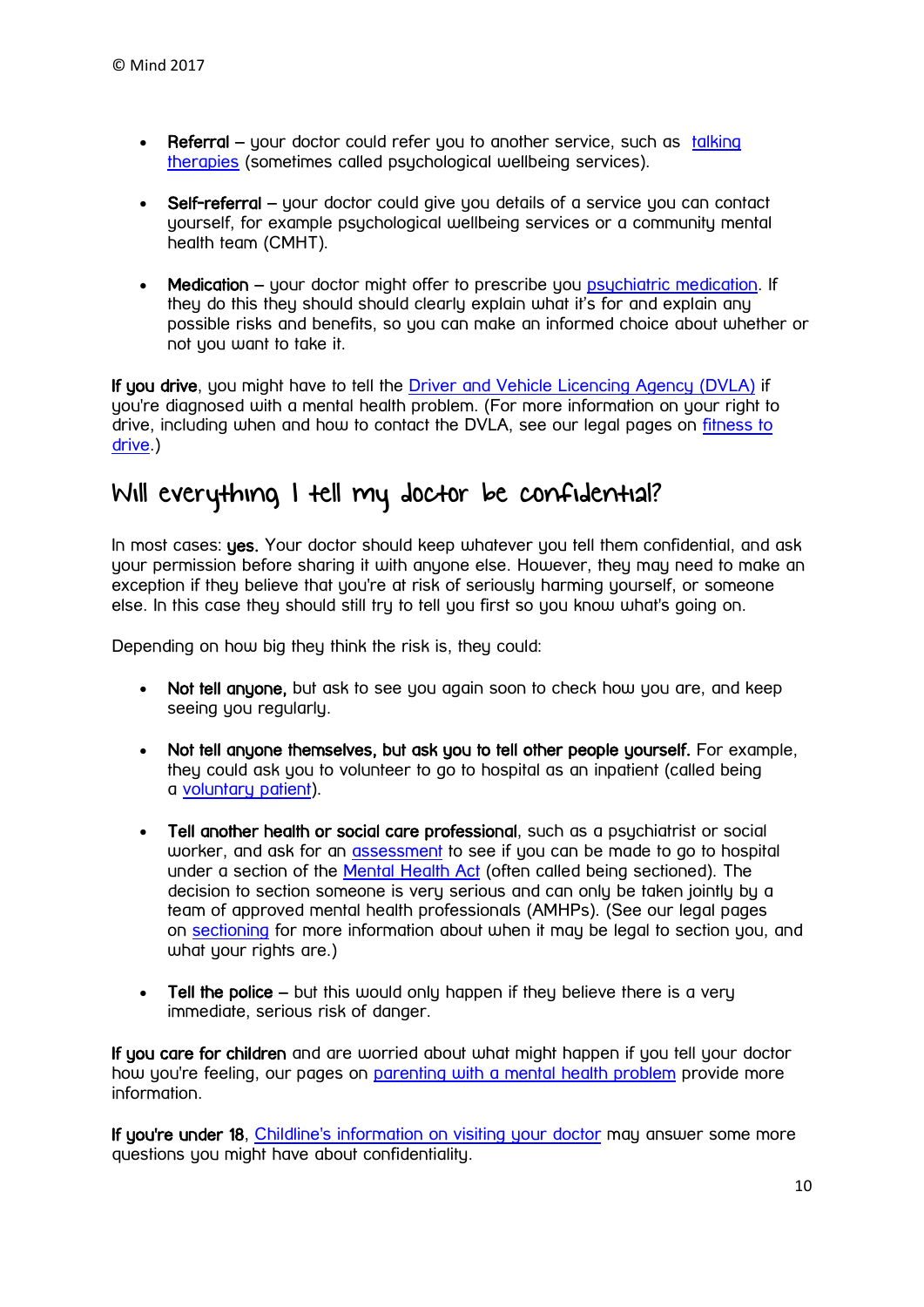- **Referral** – your doctor could refer you to another service, such as talking therapies (sometimes called psychological wellbeing services).

- **Self-referral** – your doctor could give you details of a service you can contact yourself, for example psychological wellbeing services or a community mental health team (CMHT).

- **Medication** – your doctor might offer to prescribe you psychiatric medication. If they do this they should should clearly explain what it's for and explain any possible risks and benefits, so you can make an informed choice about whether or not you want to take it.

**If you drive**, you might have to tell the Driver and Vehicle Licencing Agency (DVLA) if you're diagnosed with a mental health problem. (For more information on your right to drive, including when and how to contact the DVLA, see our legal pages on fitness to drive.)

## Will everything I tell my doctor be confidential?

In most cases: **yes.** Your doctor should keep whatever you tell them confidential, and ask your permission before sharing it with anyone else. However, they may need to make an exception if they believe that you're at risk of seriously harming yourself, or someone else. In this case they should still try to tell you first so you know what's going on.

Depending on how big they think the risk is, they could:

- **Not tell anyone,** but ask to see you again soon to check how you are, and keep seeing you regularly.

- **Not tell anyone themselves, but ask you to tell other people yourself.** For example, they could ask you to volunteer to go to hospital as an inpatient (called being a voluntary patient).

- **Tell another health or social care professional**, such as a psychiatrist or social worker, and ask for an assessment to see if you can be made to go to hospital under a section of the Mental Health Act (often called being sectioned). The decision to section someone is very serious and can only be taken jointly by a team of approved mental health professionals (AMHPs). (See our legal pages on sectioning for more information about when it may be legal to section you, and what your rights are.)

- **Tell the police** – but this would only happen if they believe there is a very immediate, serious risk of danger.

**If you care for children** and are worried about what might happen if you tell your doctor how you're feeling, our pages on parenting with a mental health problem provide more information.

**If you're under 18**, Childline's information on visiting your doctor may answer some more questions you might have about confidentiality.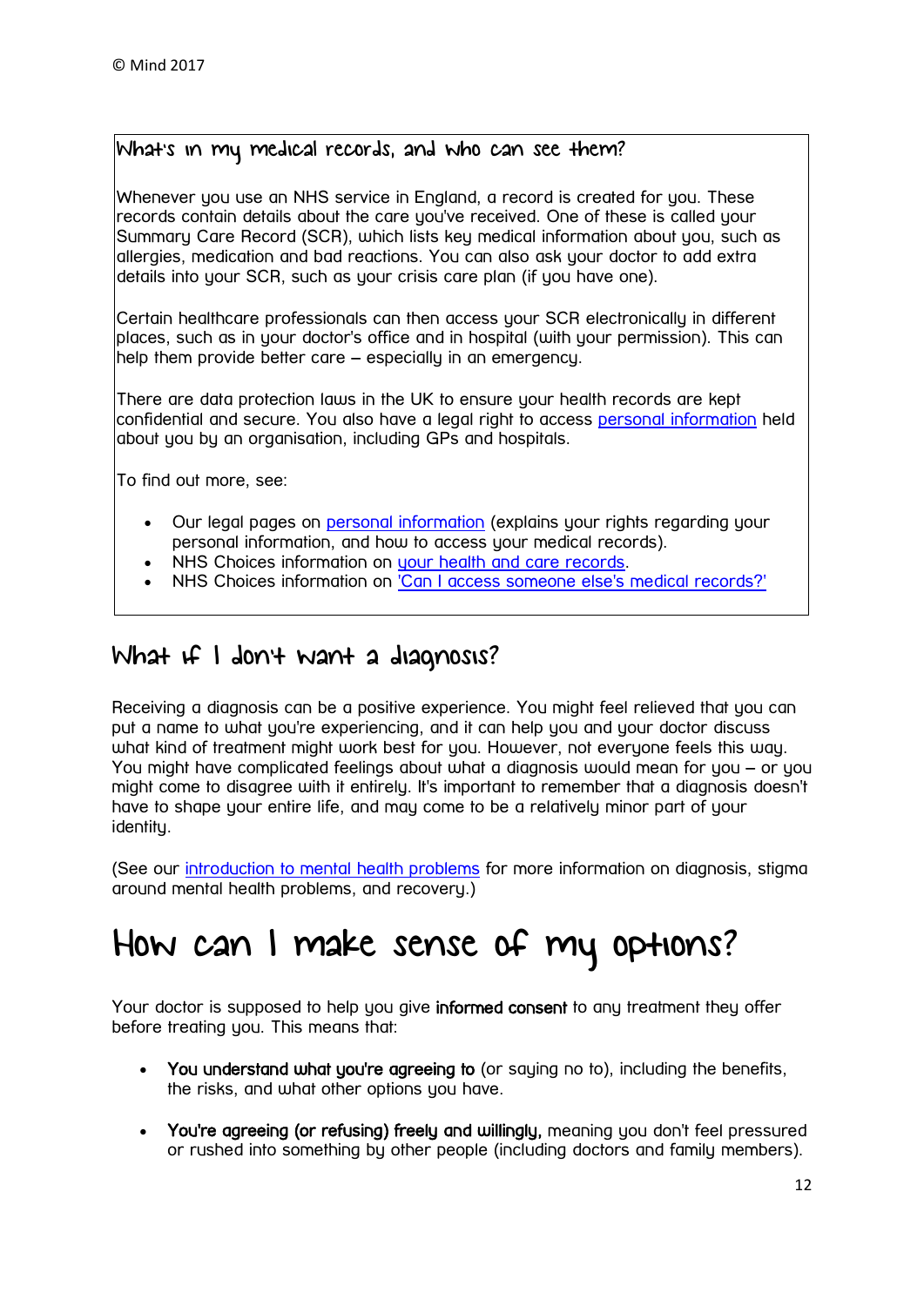### What's in my medical records, and who can see them?

Whenever you use an NHS service in England, a record is created for you. These records contain details about the care you've received. One of these is called your Summary Care Record (SCR), which lists key medical information about you, such as allergies, medication and bad reactions. You can also ask your doctor to add extra details into your SCR, such as your crisis care plan (if you have one).

Certain healthcare professionals can then access your SCR electronically in different places, such as in your doctor's office and in hospital (with your permission). This can help them provide better care – especially in an emergency.

There are data protection laws in the UK to ensure your health records are kept confidential and secure. You also have a legal right to access personal information held about you by an organisation, including GPs and hospitals.

To find out more, see:

- Our legal pages on personal information (explains your rights regarding your personal information, and how to access your medical records).
- NHS Choices information on your health and care records.
- NHS Choices information on 'Can I access someone else's medical records?'

## What if I don't want a diagnosis?

Receiving a diagnosis can be a positive experience. You might feel relieved that you can put a name to what you're experiencing, and it can help you and your doctor discuss what kind of treatment might work best for you. However, not everyone feels this way. You might have complicated feelings about what a diagnosis would mean for you – or you might come to disagree with it entirely. It's important to remember that a diagnosis doesn't have to shape your entire life, and may come to be a relatively minor part of your identity.

(See our introduction to mental health problems for more information on diagnosis, stigma around mental health problems, and recovery.)

# How can I make sense of my options?

Your doctor is supposed to help you give **informed consent** to any treatment they offer before treating you. This means that:

- **You understand what you're agreeing to** (or saying no to), including the benefits, the risks, and what other options you have.
- **You're agreeing (or refusing) freely and willingly,** meaning you don't feel pressured or rushed into something by other people (including doctors and family members).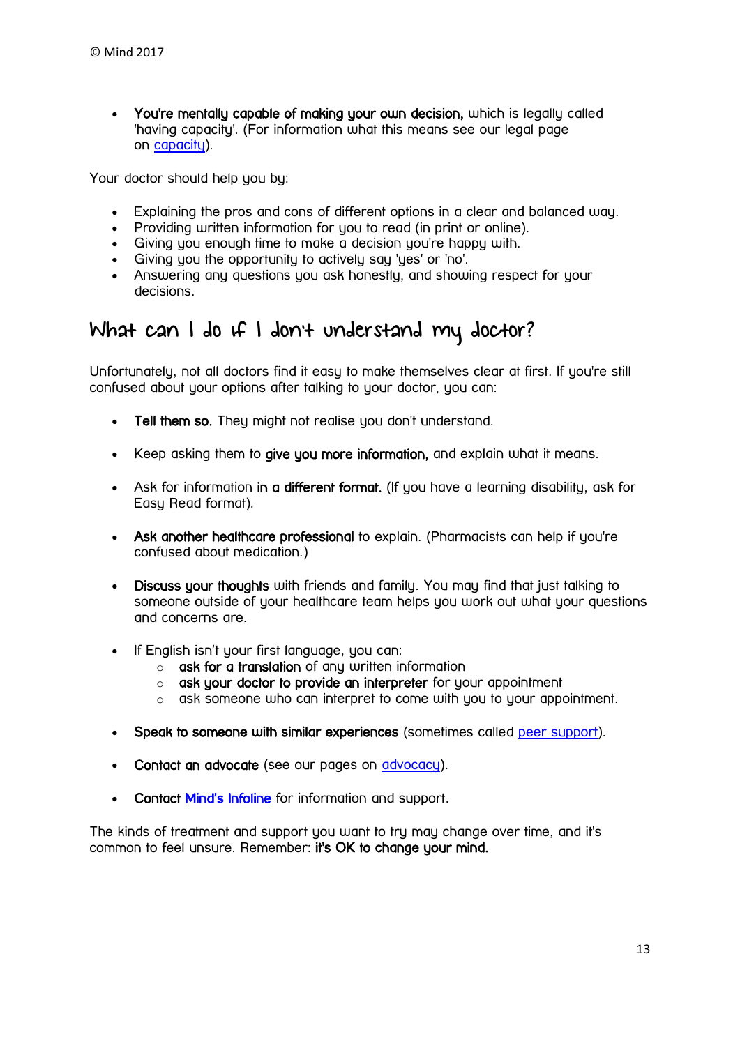- **You're mentally capable of making your own decision,** which is legally called 'having capacity'. (For information what this means see our legal page on capacity).

Your doctor should help you by:

- Explaining the pros and cons of different options in a clear and balanced way.
- Providing written information for you to read (in print or online).
- Giving you enough time to make a decision you're happy with.
- Giving you the opportunity to actively say 'yes' or 'no'.
- Answering any questions you ask honestly, and showing respect for your decisions.

## What can I do if I don't understand my doctor?

Unfortunately, not all doctors find it easy to make themselves clear at first. If you're still confused about your options after talking to your doctor, you can:

- **Tell them so.** They might not realise you don't understand.
- Keep asking them to **give you more information,** and explain what it means.
- Ask for information **in a different format.** (If you have a learning disability, ask for Easy Read format).
- **Ask another healthcare professional** to explain. (Pharmacists can help if you're confused about medication.)
- **Discuss your thoughts** with friends and family. You may find that just talking to someone outside of your healthcare team helps you work out what your questions and concerns are.
- If English isn't your first language, you can:
  - **ask for a translation** of any written information
  - **ask your doctor to provide an interpreter** for your appointment
  - ask someone who can interpret to come with you to your appointment.
- **Speak to someone with similar experiences** (sometimes called peer support).
- **Contact an advocate** (see our pages on advocacy).
- **Contact Mind's Infoline** for information and support.

The kinds of treatment and support you want to try may change over time, and it's common to feel unsure. Remember: **it's OK to change your mind.**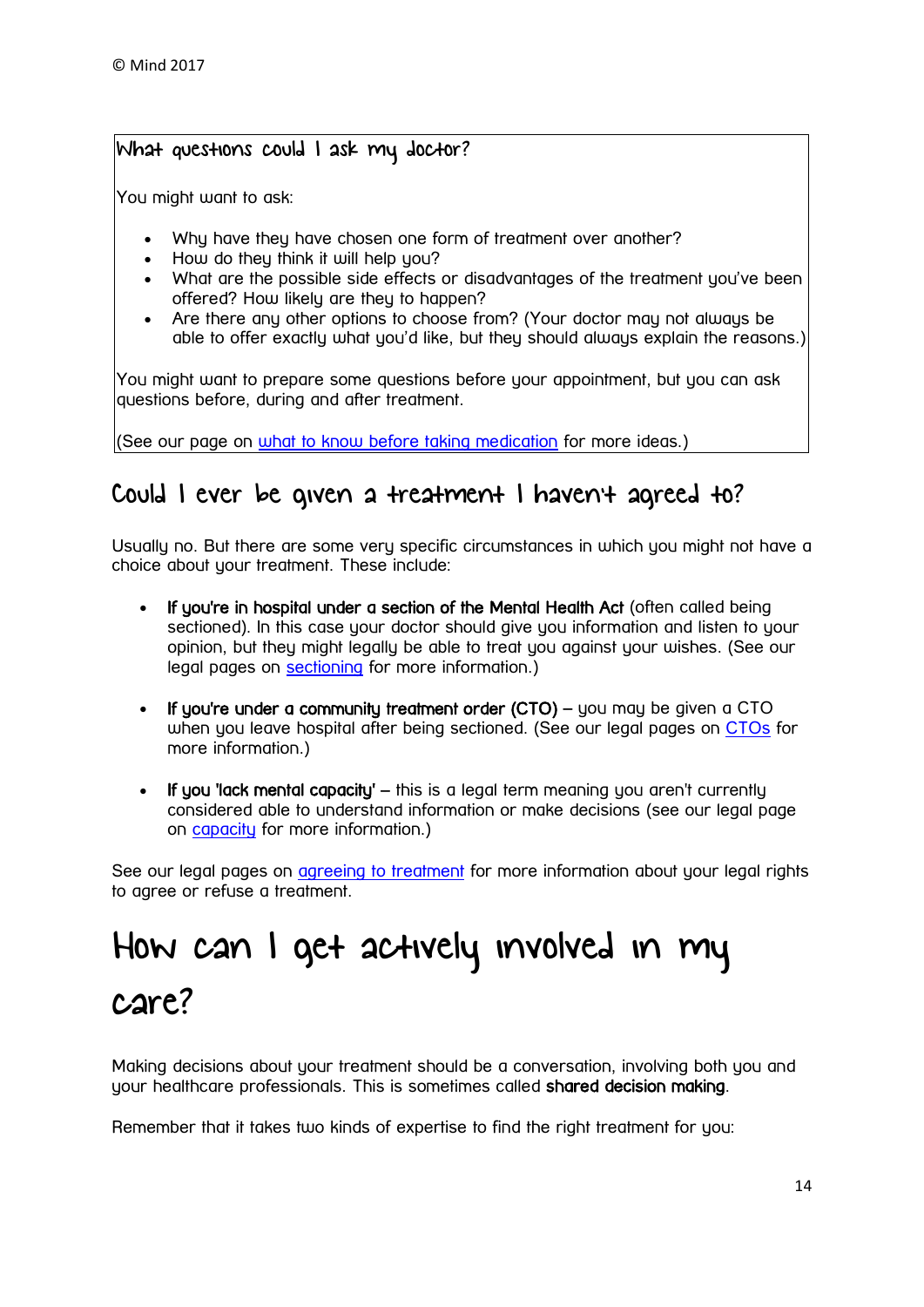### What questions could I ask my doctor?

You might want to ask:

- Why have they have chosen one form of treatment over another?
- How do they think it will help you?
- What are the possible side effects or disadvantages of the treatment you've been offered? How likely are they to happen?
- Are there any other options to choose from? (Your doctor may not always be able to offer exactly what you'd like, but they should always explain the reasons.)

You might want to prepare some questions before your appointment, but you can ask questions before, during and after treatment.

(See our page on what to know before taking medication for more ideas.)

## Could I ever be given a treatment I haven't agreed to?

Usually no. But there are some very specific circumstances in which you might not have a choice about your treatment. These include:

- **If you're in hospital under a section of the Mental Health Act** (often called being sectioned). In this case your doctor should give you information and listen to your opinion, but they might legally be able to treat you against your wishes. (See our legal pages on sectioning for more information.)

- **If you're under a community treatment order (CTO)** – you may be given a CTO when you leave hospital after being sectioned. (See our legal pages on CTOs for more information.)

- **If you 'lack mental capacity'** – this is a legal term meaning you aren't currently considered able to understand information or make decisions (see our legal page on capacity for more information.)

See our legal pages on agreeing to treatment for more information about your legal rights to agree or refuse a treatment.

# How can I get actively involved in my care?

Making decisions about your treatment should be a conversation, involving both you and your healthcare professionals. This is sometimes called **shared decision making**.

Remember that it takes two kinds of expertise to find the right treatment for you: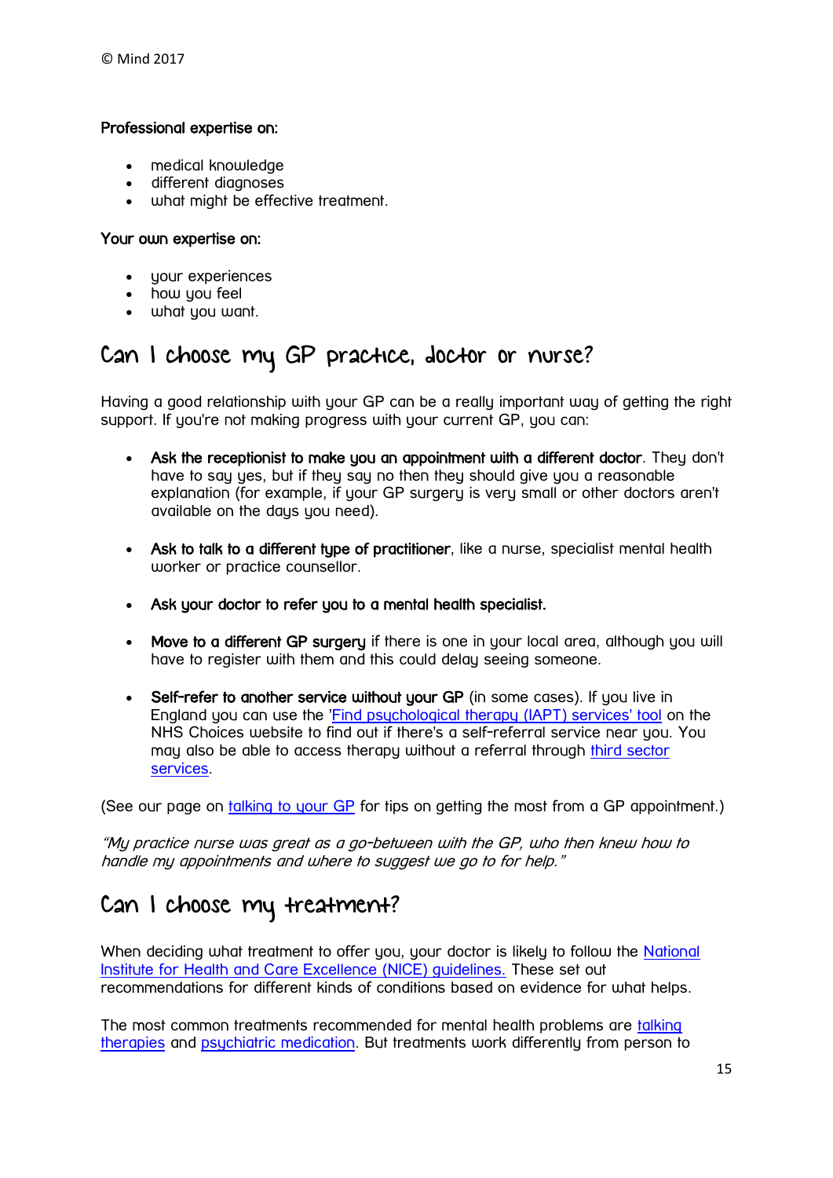**Professional expertise on:**

- medical knowledge
- different diagnoses
- what might be effective treatment.

**Your own expertise on:**

- your experiences
- how you feel
- what you want.

## Can I choose my GP practice, doctor or nurse?

Having a good relationship with your GP can be a really important way of getting the right support. If you're not making progress with your current GP, you can:

- **Ask the receptionist to make you an appointment with a different doctor**. They don't have to say yes, but if they say no then they should give you a reasonable explanation (for example, if your GP surgery is very small or other doctors aren't available on the days you need).

- **Ask to talk to a different type of practitioner**, like a nurse, specialist mental health worker or practice counsellor.

- **Ask your doctor to refer you to a mental health specialist.**

- **Move to a different GP surgery** if there is one in your local area, although you will have to register with them and this could delay seeing someone.

- **Self-refer to another service without your GP** (in some cases). If you live in England you can use the 'Find psychological therapy (IAPT) services' tool on the NHS Choices website to find out if there's a self-referral service near you. You may also be able to access therapy without a referral through third sector services.

(See our page on talking to your GP for tips on getting the most from a GP appointment.)

*"My practice nurse was great as a go-between with the GP, who then knew how to handle my appointments and where to suggest we go to for help."*

## Can I choose my treatment?

When deciding what treatment to offer you, your doctor is likely to follow the National Institute for Health and Care Excellence (NICE) guidelines. These set out recommendations for different kinds of conditions based on evidence for what helps.

The most common treatments recommended for mental health problems are talking therapies and psychiatric medication. But treatments work differently from person to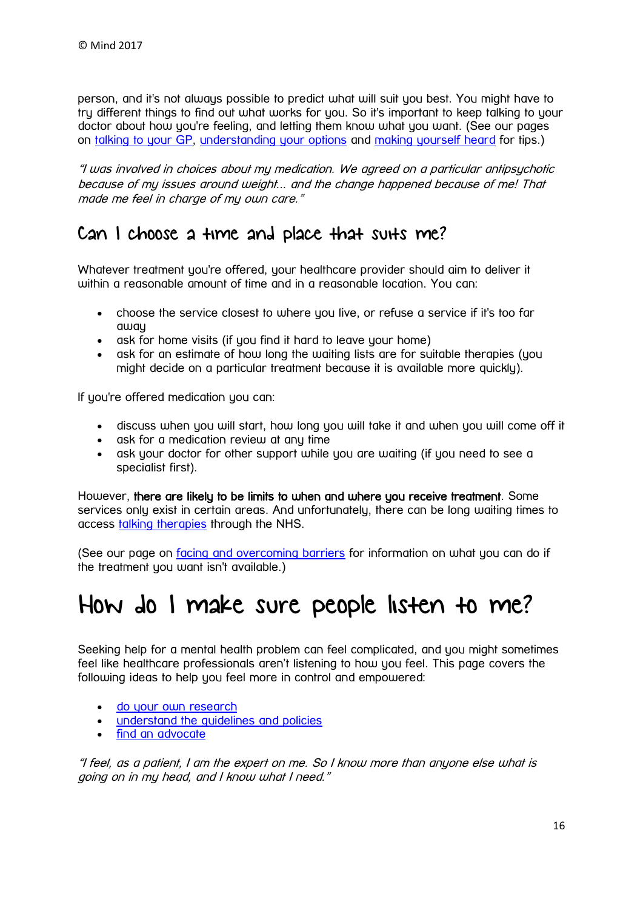person, and it's not always possible to predict what will suit you best. You might have to try different things to find out what works for you. So it's important to keep talking to your doctor about how you're feeling, and letting them know what you want. (See our pages on talking to your GP, understanding your options and making yourself heard for tips.)

*"I was involved in choices about my medication. We agreed on a particular antipsychotic because of my issues around weight... and the change happened because of me! That made me feel in charge of my own care."*

## Can I choose a time and place that suits me?

Whatever treatment you're offered, your healthcare provider should aim to deliver it within a reasonable amount of time and in a reasonable location. You can:

- choose the service closest to where you live, or refuse a service if it's too far away
- ask for home visits (if you find it hard to leave your home)
- ask for an estimate of how long the waiting lists are for suitable therapies (you might decide on a particular treatment because it is available more quickly).

If you're offered medication you can:

- discuss when you will start, how long you will take it and when you will come off it
- ask for a medication review at any time
- ask your doctor for other support while you are waiting (if you need to see a specialist first).

However, **there are likely to be limits to when and where you receive treatment**. Some services only exist in certain areas. And unfortunately, there can be long waiting times to access talking therapies through the NHS.

(See our page on facing and overcoming barriers for information on what you can do if the treatment you want isn't available.)

# How do I make sure people listen to me?

Seeking help for a mental health problem can feel complicated, and you might sometimes feel like healthcare professionals aren't listening to how you feel. This page covers the following ideas to help you feel more in control and empowered:

- do your own research
- understand the guidelines and policies
- find an advocate

*"I feel, as a patient, I am the expert on me. So I know more than anyone else what is going on in my head, and I know what I need."*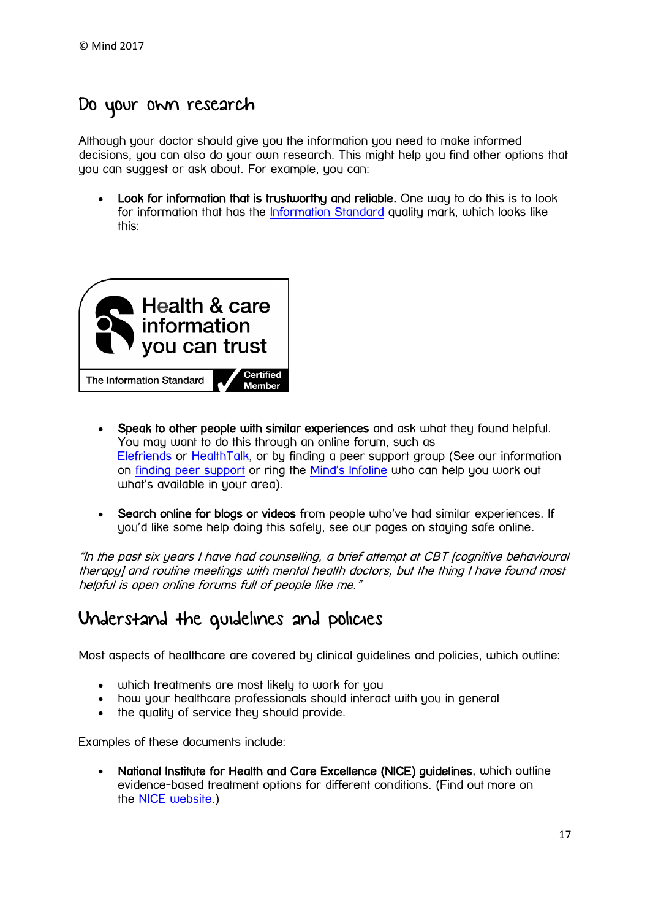## Do your own research

Although your doctor should give you the information you need to make informed decisions, you can also do your own research. This might help you find other options that you can suggest or ask about. For example, you can:

- **Look for information that is trustworthy and reliable.** One way to do this is to look for information that has the Information Standard quality mark, which looks like this:

Health & care information you can trust

The Information Standard Certified Member

- **Speak to other people with similar experiences** and ask what they found helpful. You may want to do this through an online forum, such as Elefriends or HealthTalk, or by finding a peer support group (See our information on finding peer support or ring the Mind's Infoline who can help you work out what's available in your area).

- **Search online for blogs or videos** from people who've had similar experiences. If you'd like some help doing this safely, see our pages on staying safe online.

*"In the past six years I have had counselling, a brief attempt at CBT [cognitive behavioural therapy] and routine meetings with mental health doctors, but the thing I have found most helpful is open online forums full of people like me."*

## Understand the guidelines and policies

Most aspects of healthcare are covered by clinical guidelines and policies, which outline:

- which treatments are most likely to work for you
- how your healthcare professionals should interact with you in general
- the quality of service they should provide.

Examples of these documents include:

- **National Institute for Health and Care Excellence (NICE) guidelines**, which outline evidence-based treatment options for different conditions. (Find out more on the NICE website.)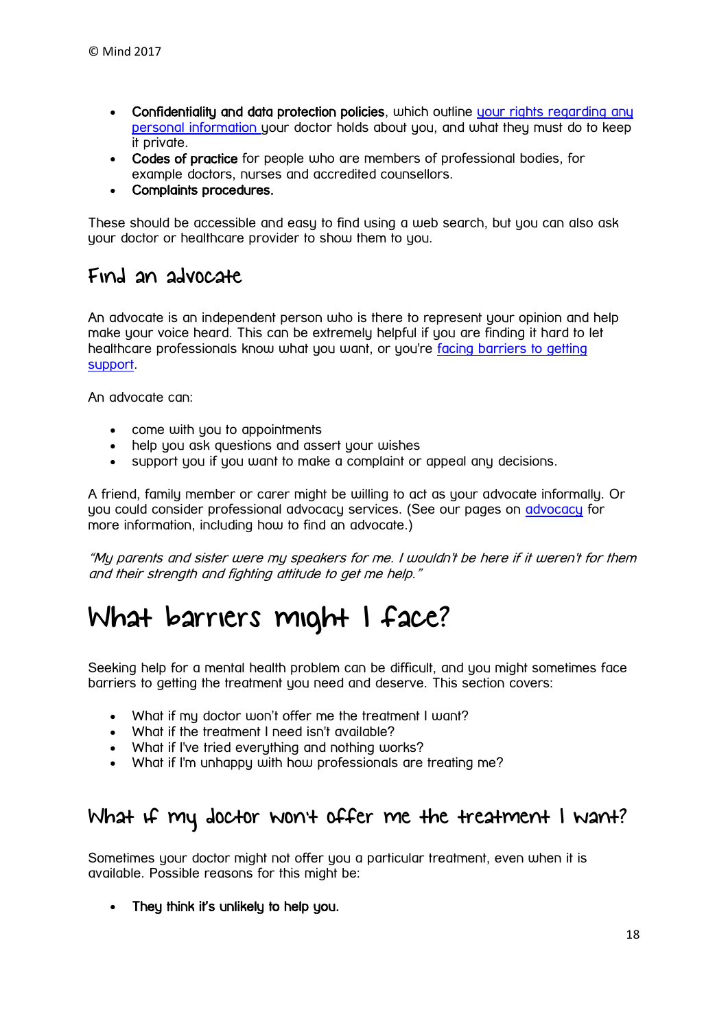- **Confidentiality and data protection policies**, which outline your rights regarding any personal information your doctor holds about you, and what they must do to keep it private.
- **Codes of practice** for people who are members of professional bodies, for example doctors, nurses and accredited counsellors.
- **Complaints procedures.**

These should be accessible and easy to find using a web search, but you can also ask your doctor or healthcare provider to show them to you.

## Find an advocate

An advocate is an independent person who is there to represent your opinion and help make your voice heard. This can be extremely helpful if you are finding it hard to let healthcare professionals know what you want, or you're facing barriers to getting support.

An advocate can:

- come with you to appointments
- help you ask questions and assert your wishes
- support you if you want to make a complaint or appeal any decisions.

A friend, family member or carer might be willing to act as your advocate informally. Or you could consider professional advocacy services. (See our pages on advocacy for more information, including how to find an advocate.)

*"My parents and sister were my speakers for me. I wouldn't be here if it weren't for them and their strength and fighting attitude to get me help."*

# What barriers might I face?

Seeking help for a mental health problem can be difficult, and you might sometimes face barriers to getting the treatment you need and deserve. This section covers:

- What if my doctor won't offer me the treatment I want?
- What if the treatment I need isn't available?
- What if I've tried everything and nothing works?
- What if I'm unhappy with how professionals are treating me?

## What if my doctor won't offer me the treatment I want?

Sometimes your doctor might not offer you a particular treatment, even when it is available. Possible reasons for this might be:

- **They think it's unlikely to help you.**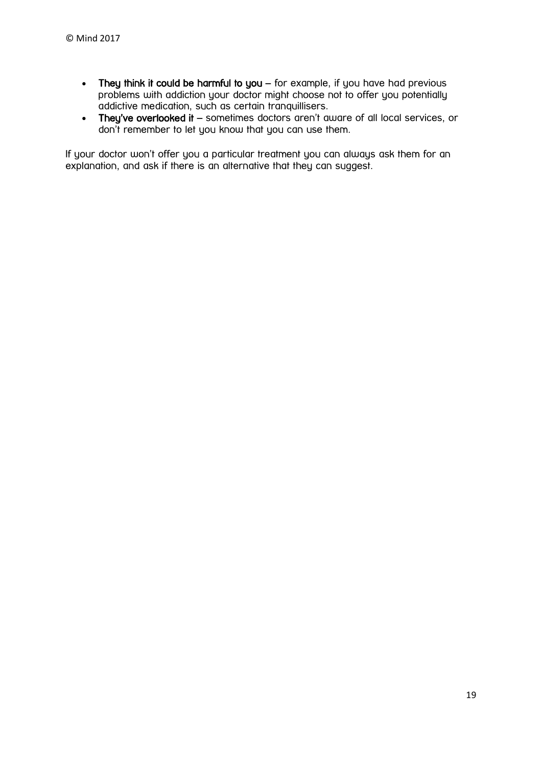- **They think it could be harmful to you** – for example, if you have had previous problems with addiction your doctor might choose not to offer you potentially addictive medication, such as certain tranquillisers.
- **They've overlooked it** – sometimes doctors aren't aware of all local services, or don't remember to let you know that you can use them.

If your doctor won't offer you a particular treatment you can always ask them for an explanation, and ask if there is an alternative that they can suggest.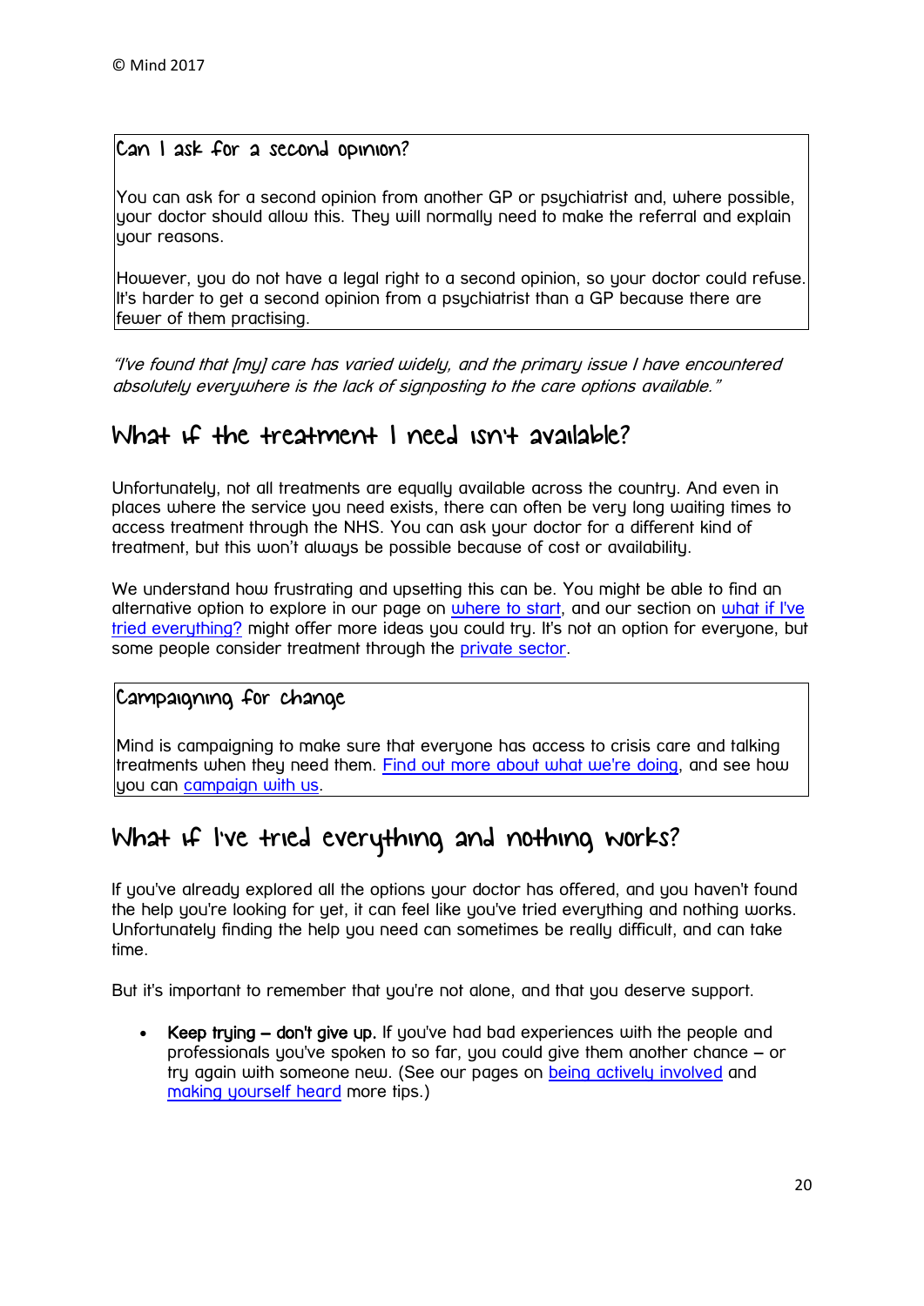### Can I ask for a second opinion?

You can ask for a second opinion from another GP or psychiatrist and, where possible, your doctor should allow this. They will normally need to make the referral and explain your reasons.

However, you do not have a legal right to a second opinion, so your doctor could refuse. It's harder to get a second opinion from a psychiatrist than a GP because there are fewer of them practising.

*"I've found that [my] care has varied widely, and the primary issue I have encountered absolutely everywhere is the lack of signposting to the care options available."*

## What if the treatment I need isn't available?

Unfortunately, not all treatments are equally available across the country. And even in places where the service you need exists, there can often be very long waiting times to access treatment through the NHS. You can ask your doctor for a different kind of treatment, but this won't always be possible because of cost or availability.

We understand how frustrating and upsetting this can be. You might be able to find an alternative option to explore in our page on where to start, and our section on what if I've tried everything? might offer more ideas you could try. It's not an option for everyone, but some people consider treatment through the private sector.

### Campaigning for change

Mind is campaigning to make sure that everyone has access to crisis care and talking treatments when they need them. Find out more about what we're doing, and see how you can campaign with us.

## What if I've tried everything and nothing works?

If you've already explored all the options your doctor has offered, and you haven't found the help you're looking for yet, it can feel like you've tried everything and nothing works. Unfortunately finding the help you need can sometimes be really difficult, and can take time.

But it's important to remember that you're not alone, and that you deserve support.

- **Keep trying – don't give up.** If you've had bad experiences with the people and professionals you've spoken to so far, you could give them another chance – or try again with someone new. (See our pages on being actively involved and making yourself heard more tips.)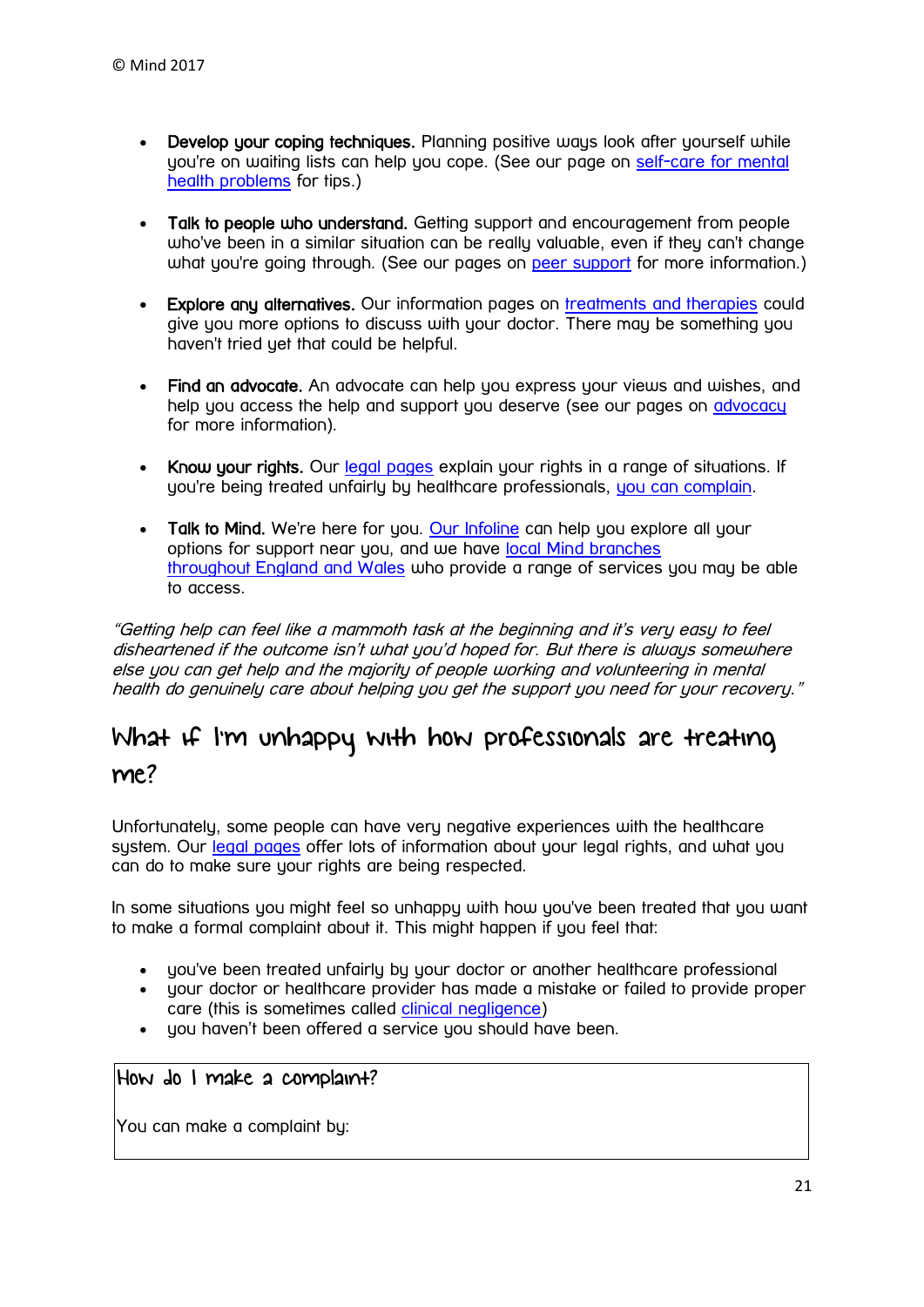- **Develop your coping techniques.** Planning positive ways look after yourself while you're on waiting lists can help you cope. (See our page on self-care for mental health problems for tips.)

- **Talk to people who understand.** Getting support and encouragement from people who've been in a similar situation can be really valuable, even if they can't change what you're going through. (See our pages on peer support for more information.)

- **Explore any alternatives.** Our information pages on treatments and therapies could give you more options to discuss with your doctor. There may be something you haven't tried yet that could be helpful.

- **Find an advocate.** An advocate can help you express your views and wishes, and help you access the help and support you deserve (see our pages on advocacy for more information).

- **Know your rights.** Our legal pages explain your rights in a range of situations. If you're being treated unfairly by healthcare professionals, you can complain.

- **Talk to Mind.** We're here for you. Our Infoline can help you explore all your options for support near you, and we have local Mind branches throughout England and Wales who provide a range of services you may be able to access.

*"Getting help can feel like a mammoth task at the beginning and it's very easy to feel disheartened if the outcome isn't what you'd hoped for. But there is always somewhere else you can get help and the majority of people working and volunteering in mental health do genuinely care about helping you get the support you need for your recovery."*

## What if I'm unhappy with how professionals are treating me?

Unfortunately, some people can have very negative experiences with the healthcare system. Our legal pages offer lots of information about your legal rights, and what you can do to make sure your rights are being respected.

In some situations you might feel so unhappy with how you've been treated that you want to make a formal complaint about it. This might happen if you feel that:

- you've been treated unfairly by your doctor or another healthcare professional
- your doctor or healthcare provider has made a mistake or failed to provide proper care (this is sometimes called clinical negligence)
- you haven't been offered a service you should have been.

### How do I make a complaint?

You can make a complaint by: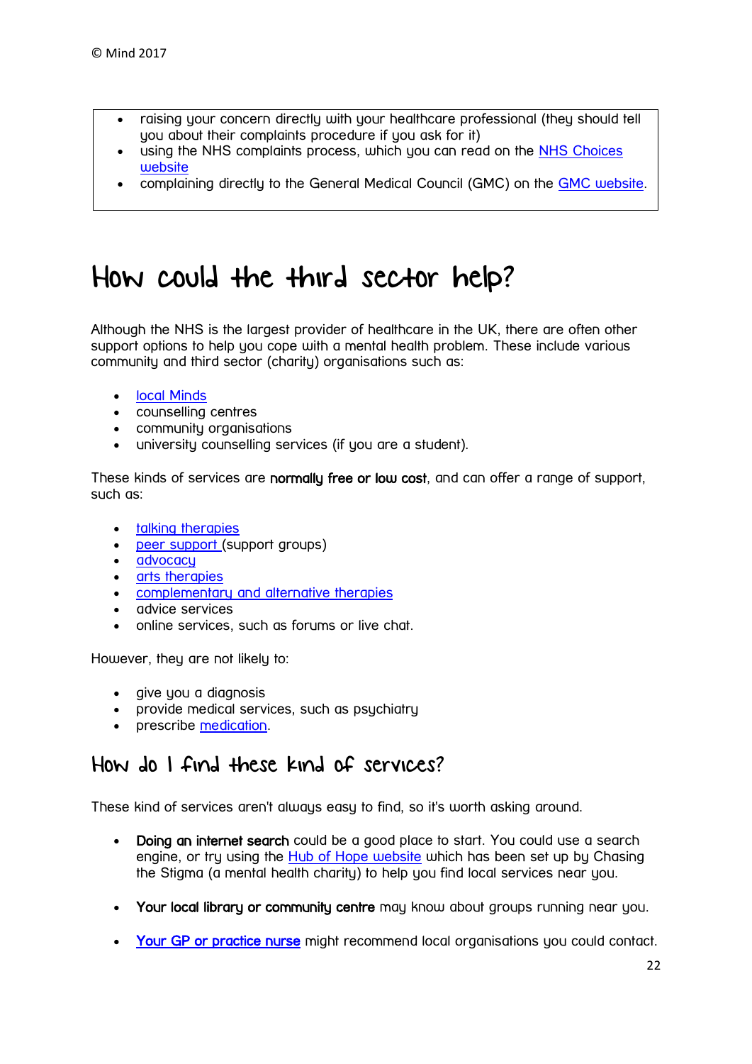- raising your concern directly with your healthcare professional (they should tell you about their complaints procedure if you ask for it)
- using the NHS complaints process, which you can read on the NHS Choices website
- complaining directly to the General Medical Council (GMC) on the GMC website.

# How could the third sector help?

Although the NHS is the largest provider of healthcare in the UK, there are often other support options to help you cope with a mental health problem. These include various community and third sector (charity) organisations such as:

- local Minds
- counselling centres
- community organisations
- university counselling services (if you are a student).

These kinds of services are **normally free or low cost**, and can offer a range of support, such as:

- talking therapies
- peer support (support groups)
- advocacy
- arts therapies
- complementary and alternative therapies
- advice services
- online services, such as forums or live chat.

However, they are not likely to:

- give you a diagnosis
- provide medical services, such as psychiatry
- prescribe medication.

## How do I find these kind of services?

These kind of services aren't always easy to find, so it's worth asking around.

- **Doing an internet search** could be a good place to start. You could use a search engine, or try using the Hub of Hope website which has been set up by Chasing the Stigma (a mental health charity) to help you find local services near you.

- **Your local library or community centre** may know about groups running near you.

- **Your GP or practice nurse** might recommend local organisations you could contact.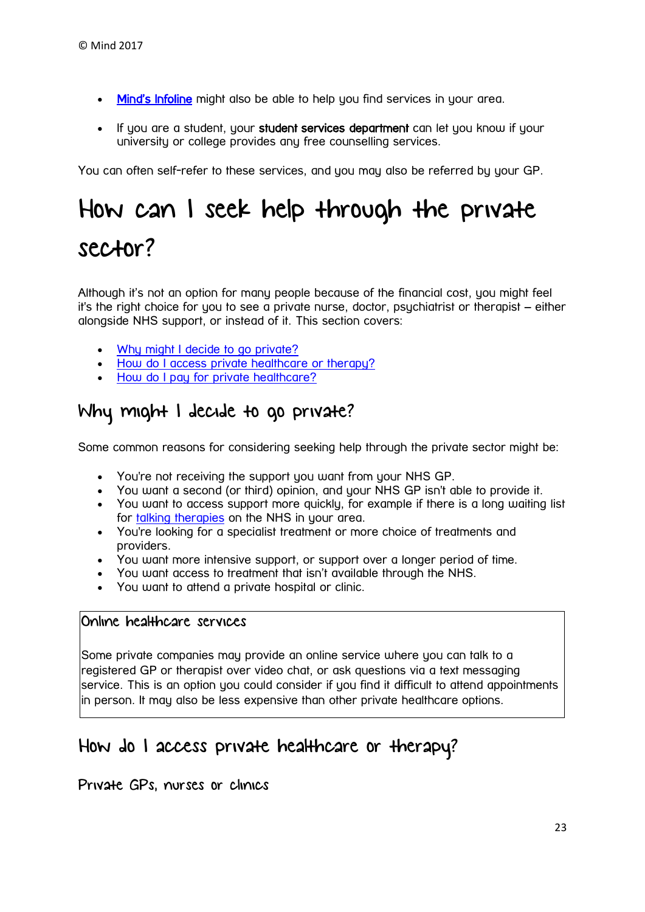- [Mind's Infoline]() might also be able to help you find services in your area.
- If you are a student, your **student services department** can let you know if your university or college provides any free counselling services.

You can often self-refer to these services, and you may also be referred by your GP.

# How can I seek help through the private sector?

Although it's not an option for many people because of the financial cost, you might feel it's the right choice for you to see a private nurse, doctor, psychiatrist or therapist – either alongside NHS support, or instead of it. This section covers:

- [Why might I decide to go private?]()
- [How do I access private healthcare or therapy?]()
- [How do I pay for private healthcare?]()

## Why might I decide to go private?

Some common reasons for considering seeking help through the private sector might be:

- You're not receiving the support you want from your NHS GP.
- You want a second (or third) opinion, and your NHS GP isn't able to provide it.
- You want to access support more quickly, for example if there is a long waiting list for [talking therapies]() on the NHS in your area.
- You're looking for a specialist treatment or more choice of treatments and providers.
- You want more intensive support, or support over a longer period of time.
- You want access to treatment that isn't available through the NHS.
- You want to attend a private hospital or clinic.

> **Online healthcare services**
>
> Some private companies may provide an online service where you can talk to a registered GP or therapist over video chat, or ask questions via a text messaging service. This is an option you could consider if you find it difficult to attend appointments in person. It may also be less expensive than other private healthcare options.

## How do I access private healthcare or therapy?

### Private GPs, nurses or clinics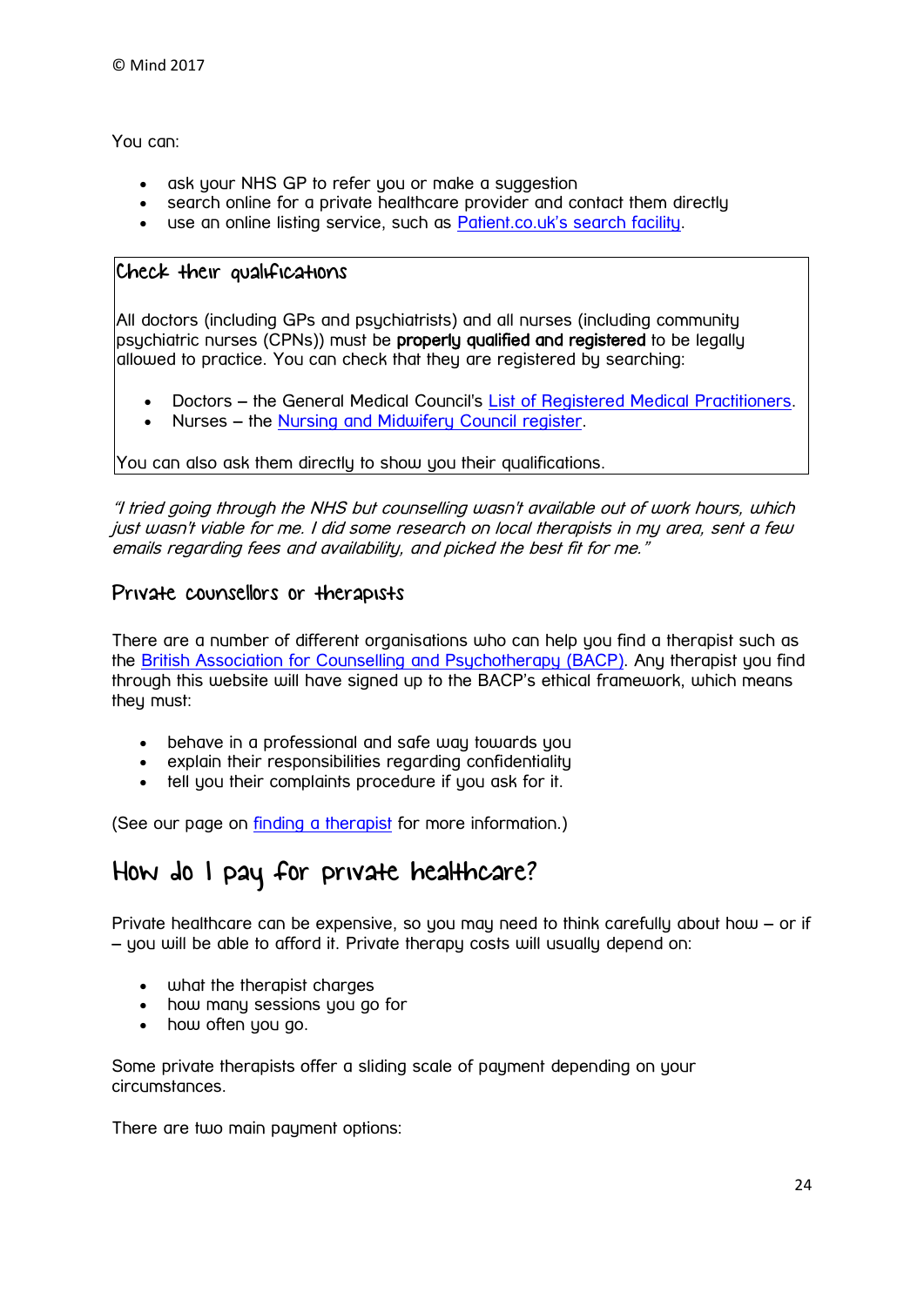You can:

- ask your NHS GP to refer you or make a suggestion
- search online for a private healthcare provider and contact them directly
- use an online listing service, such as Patient.co.uk's search facility.

### Check their qualifications

All doctors (including GPs and psychiatrists) and all nurses (including community psychiatric nurses (CPNs)) must be **properly qualified and registered** to be legally allowed to practice. You can check that they are registered by searching:

- Doctors – the General Medical Council's List of Registered Medical Practitioners.
- Nurses – the Nursing and Midwifery Council register.

You can also ask them directly to show you their qualifications.

*"I tried going through the NHS but counselling wasn't available out of work hours, which just wasn't viable for me. I did some research on local therapists in my area, sent a few emails regarding fees and availability, and picked the best fit for me."*

### Private counsellors or therapists

There are a number of different organisations who can help you find a therapist such as the British Association for Counselling and Psychotherapy (BACP). Any therapist you find through this website will have signed up to the BACP's ethical framework, which means they must:

- behave in a professional and safe way towards you
- explain their responsibilities regarding confidentiality
- tell you their complaints procedure if you ask for it.

(See our page on finding a therapist for more information.)

## How do I pay for private healthcare?

Private healthcare can be expensive, so you may need to think carefully about how – or if – you will be able to afford it. Private therapy costs will usually depend on:

- what the therapist charges
- how many sessions you go for
- how often you go.

Some private therapists offer a sliding scale of payment depending on your circumstances.

There are two main payment options: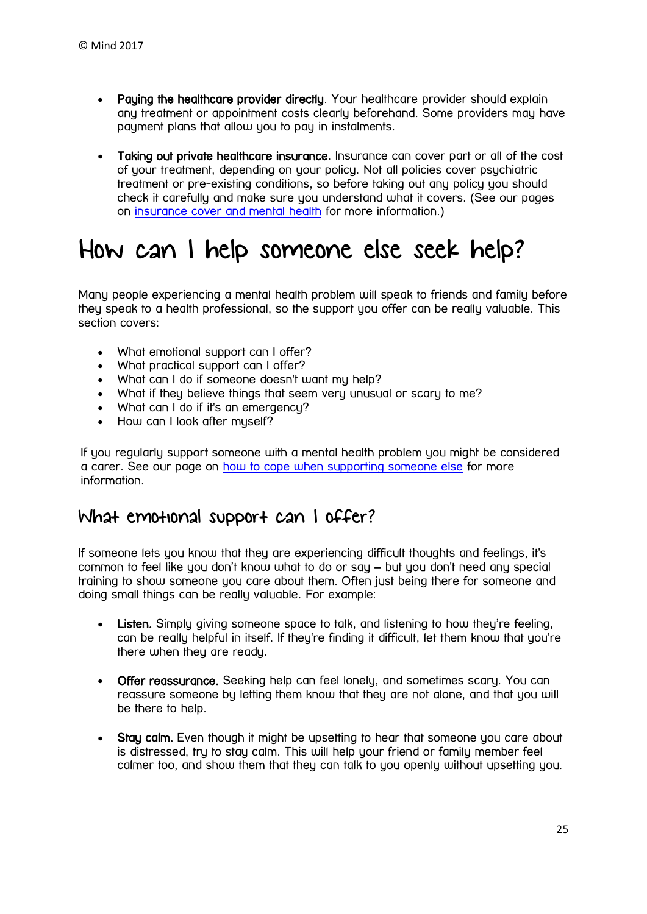- **Paying the healthcare provider directly**. Your healthcare provider should explain any treatment or appointment costs clearly beforehand. Some providers may have payment plans that allow you to pay in instalments.

- **Taking out private healthcare insurance**. Insurance can cover part or all of the cost of your treatment, depending on your policy. Not all policies cover psychiatric treatment or pre-existing conditions, so before taking out any policy you should check it carefully and make sure you understand what it covers. (See our pages on insurance cover and mental health for more information.)

# How can I help someone else seek help?

Many people experiencing a mental health problem will speak to friends and family before they speak to a health professional, so the support you offer can be really valuable. This section covers:

- What emotional support can I offer?
- What practical support can I offer?
- What can I do if someone doesn't want my help?
- What if they believe things that seem very unusual or scary to me?
- What can I do if it's an emergency?
- How can I look after myself?

If you regularly support someone with a mental health problem you might be considered a carer. See our page on how to cope when supporting someone else for more information.

## What emotional support can I offer?

If someone lets you know that they are experiencing difficult thoughts and feelings, it's common to feel like you don't know what to do or say – but you don't need any special training to show someone you care about them. Often just being there for someone and doing small things can be really valuable. For example:

- **Listen.** Simply giving someone space to talk, and listening to how they're feeling, can be really helpful in itself. If they're finding it difficult, let them know that you're there when they are ready.

- **Offer reassurance.** Seeking help can feel lonely, and sometimes scary. You can reassure someone by letting them know that they are not alone, and that you will be there to help.

- **Stay calm.** Even though it might be upsetting to hear that someone you care about is distressed, try to stay calm. This will help your friend or family member feel calmer too, and show them that they can talk to you openly without upsetting you.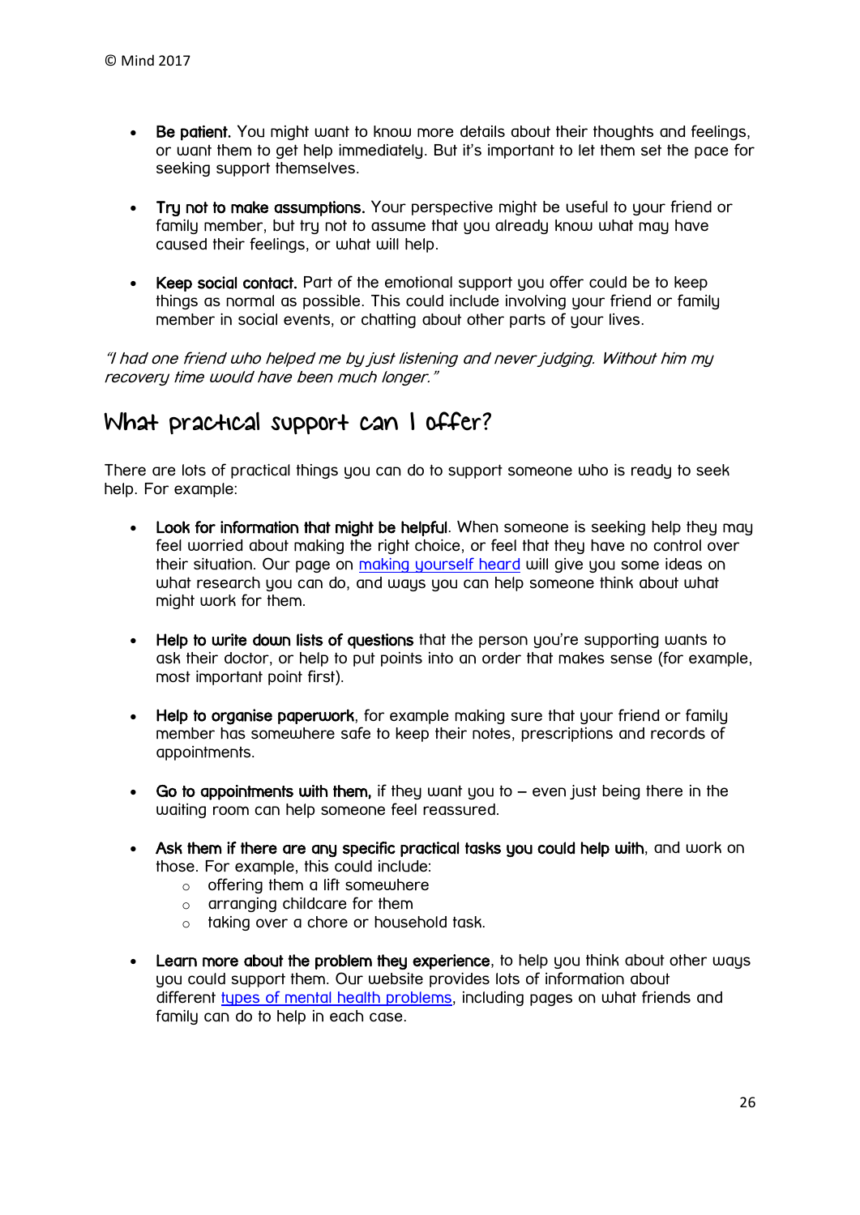- **Be patient.** You might want to know more details about their thoughts and feelings, or want them to get help immediately. But it's important to let them set the pace for seeking support themselves.

- **Try not to make assumptions.** Your perspective might be useful to your friend or family member, but try not to assume that you already know what may have caused their feelings, or what will help.

- **Keep social contact.** Part of the emotional support you offer could be to keep things as normal as possible. This could include involving your friend or family member in social events, or chatting about other parts of your lives.

*"I had one friend who helped me by just listening and never judging. Without him my recovery time would have been much longer."*

## What practical support can I offer?

There are lots of practical things you can do to support someone who is ready to seek help. For example:

- **Look for information that might be helpful**. When someone is seeking help they may feel worried about making the right choice, or feel that they have no control over their situation. Our page on [making yourself heard] will give you some ideas on what research you can do, and ways you can help someone think about what might work for them.

- **Help to write down lists of questions** that the person you're supporting wants to ask their doctor, or help to put points into an order that makes sense (for example, most important point first).

- **Help to organise paperwork**, for example making sure that your friend or family member has somewhere safe to keep their notes, prescriptions and records of appointments.

- **Go to appointments with them,** if they want you to – even just being there in the waiting room can help someone feel reassured.

- **Ask them if there are any specific practical tasks you could help with**, and work on those. For example, this could include:
  - offering them a lift somewhere
  - arranging childcare for them
  - taking over a chore or household task.

- **Learn more about the problem they experience**, to help you think about other ways you could support them. Our website provides lots of information about different [types of mental health problems], including pages on what friends and family can do to help in each case.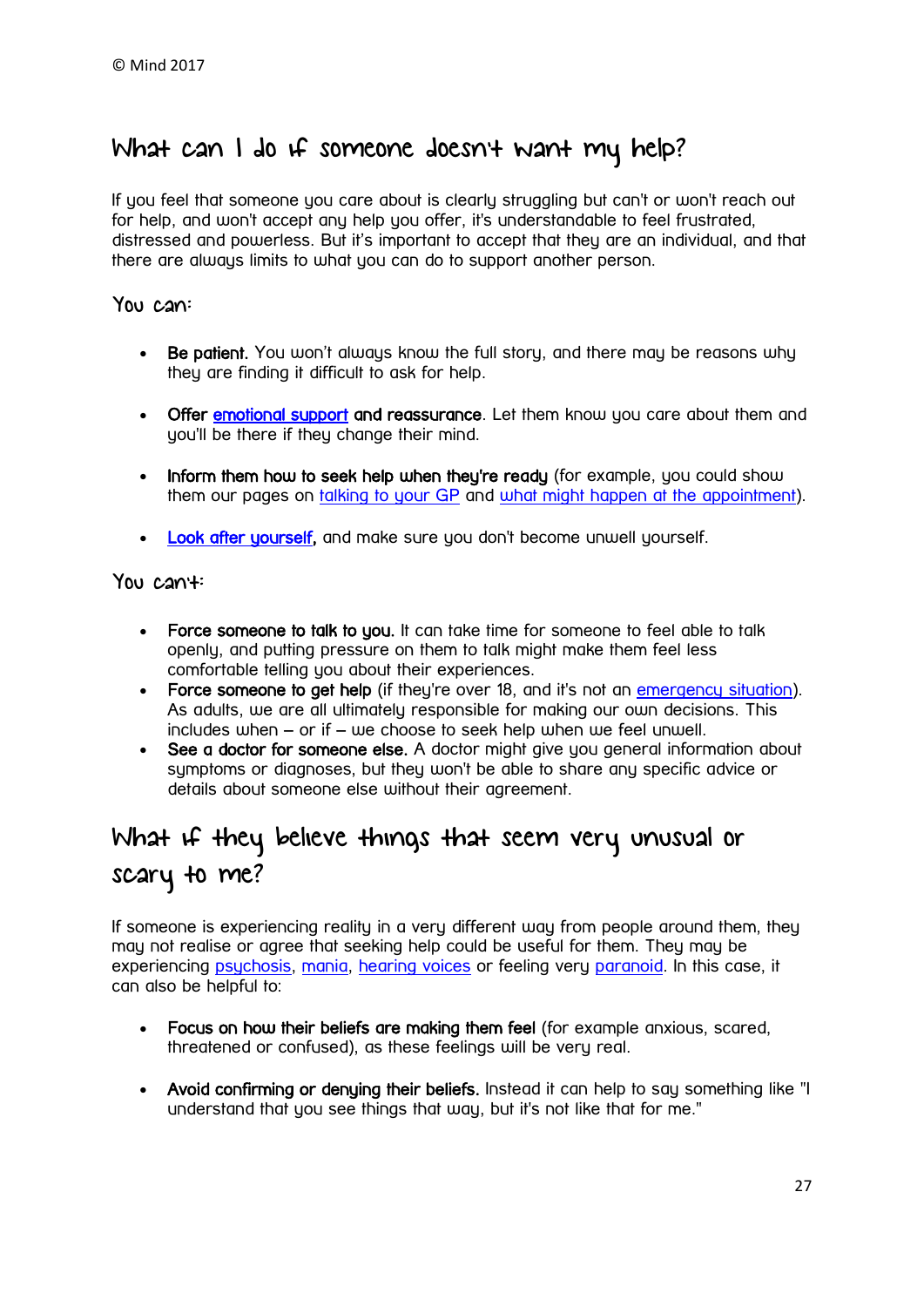© Mind 2017

## What can I do if someone doesn't want my help?

If you feel that someone you care about is clearly struggling but can't or won't reach out for help, and won't accept any help you offer, it's understandable to feel frustrated, distressed and powerless. But it's important to accept that they are an individual, and that there are always limits to what you can do to support another person.

### You can:

- **Be patient.** You won't always know the full story, and there may be reasons why they are finding it difficult to ask for help.
- **Offer emotional support and reassurance**. Let them know you care about them and you'll be there if they change their mind.
- **Inform them how to seek help when they're ready** (for example, you could show them our pages on talking to your GP and what might happen at the appointment).
- **Look after yourself,** and make sure you don't become unwell yourself.

### You can't:

- **Force someone to talk to you.** It can take time for someone to feel able to talk openly, and putting pressure on them to talk might make them feel less comfortable telling you about their experiences.
- **Force someone to get help** (if they're over 18, and it's not an emergency situation). As adults, we are all ultimately responsible for making our own decisions. This includes when – or if – we choose to seek help when we feel unwell.
- **See a doctor for someone else.** A doctor might give you general information about symptoms or diagnoses, but they won't be able to share any specific advice or details about someone else without their agreement.

## What if they believe things that seem very unusual or scary to me?

If someone is experiencing reality in a very different way from people around them, they may not realise or agree that seeking help could be useful for them. They may be experiencing psychosis, mania, hearing voices or feeling very paranoid. In this case, it can also be helpful to:

- **Focus on how their beliefs are making them feel** (for example anxious, scared, threatened or confused), as these feelings will be very real.
- **Avoid confirming or denying their beliefs.** Instead it can help to say something like "I understand that you see things that way, but it's not like that for me."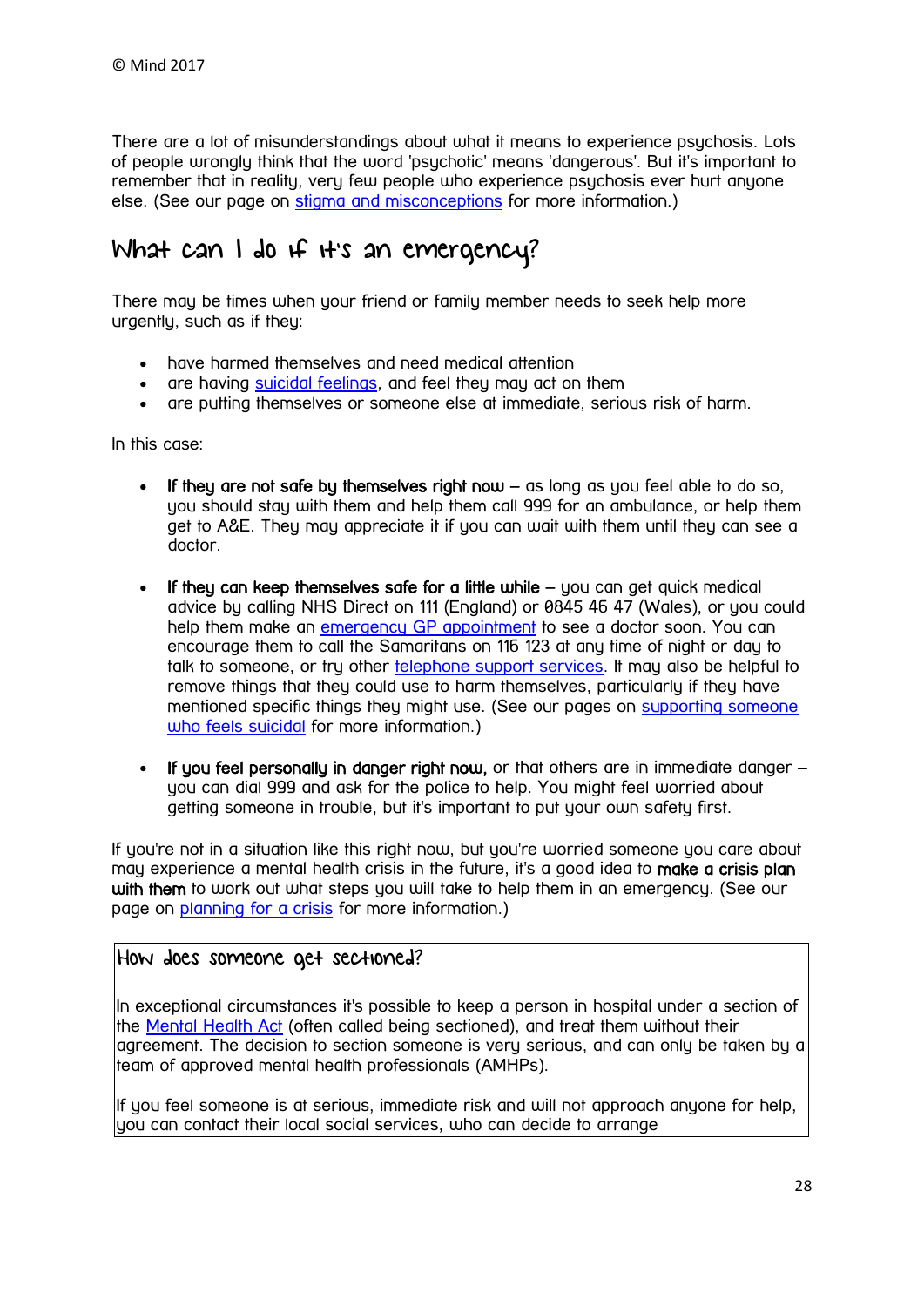There are a lot of misunderstandings about what it means to experience psychosis. Lots of people wrongly think that the word 'psychotic' means 'dangerous'. But it's important to remember that in reality, very few people who experience psychosis ever hurt anyone else. (See our page on stigma and misconceptions for more information.)

## What can I do if it's an emergency?

There may be times when your friend or family member needs to seek help more urgently, such as if they:

- have harmed themselves and need medical attention
- are having suicidal feelings, and feel they may act on them
- are putting themselves or someone else at immediate, serious risk of harm.

In this case:

- **If they are not safe by themselves right now** – as long as you feel able to do so, you should stay with them and help them call 999 for an ambulance, or help them get to A&E. They may appreciate it if you can wait with them until they can see a doctor.

- **If they can keep themselves safe for a little while** – you can get quick medical advice by calling NHS Direct on 111 (England) or 0845 46 47 (Wales), or you could help them make an emergency GP appointment to see a doctor soon. You can encourage them to call the Samaritans on 116 123 at any time of night or day to talk to someone, or try other telephone support services. It may also be helpful to remove things that they could use to harm themselves, particularly if they have mentioned specific things they might use. (See our pages on supporting someone who feels suicidal for more information.)

- **If you feel personally in danger right now,** or that others are in immediate danger – you can dial 999 and ask for the police to help. You might feel worried about getting someone in trouble, but it's important to put your own safety first.

If you're not in a situation like this right now, but you're worried someone you care about may experience a mental health crisis in the future, it's a good idea to **make a crisis plan with them** to work out what steps you will take to help them in an emergency. (See our page on planning for a crisis for more information.)

### How does someone get sectioned?

In exceptional circumstances it's possible to keep a person in hospital under a section of the Mental Health Act (often called being sectioned), and treat them without their agreement. The decision to section someone is very serious, and can only be taken by a team of approved mental health professionals (AMHPs).

If you feel someone is at serious, immediate risk and will not approach anyone for help, you can contact their local social services, who can decide to arrange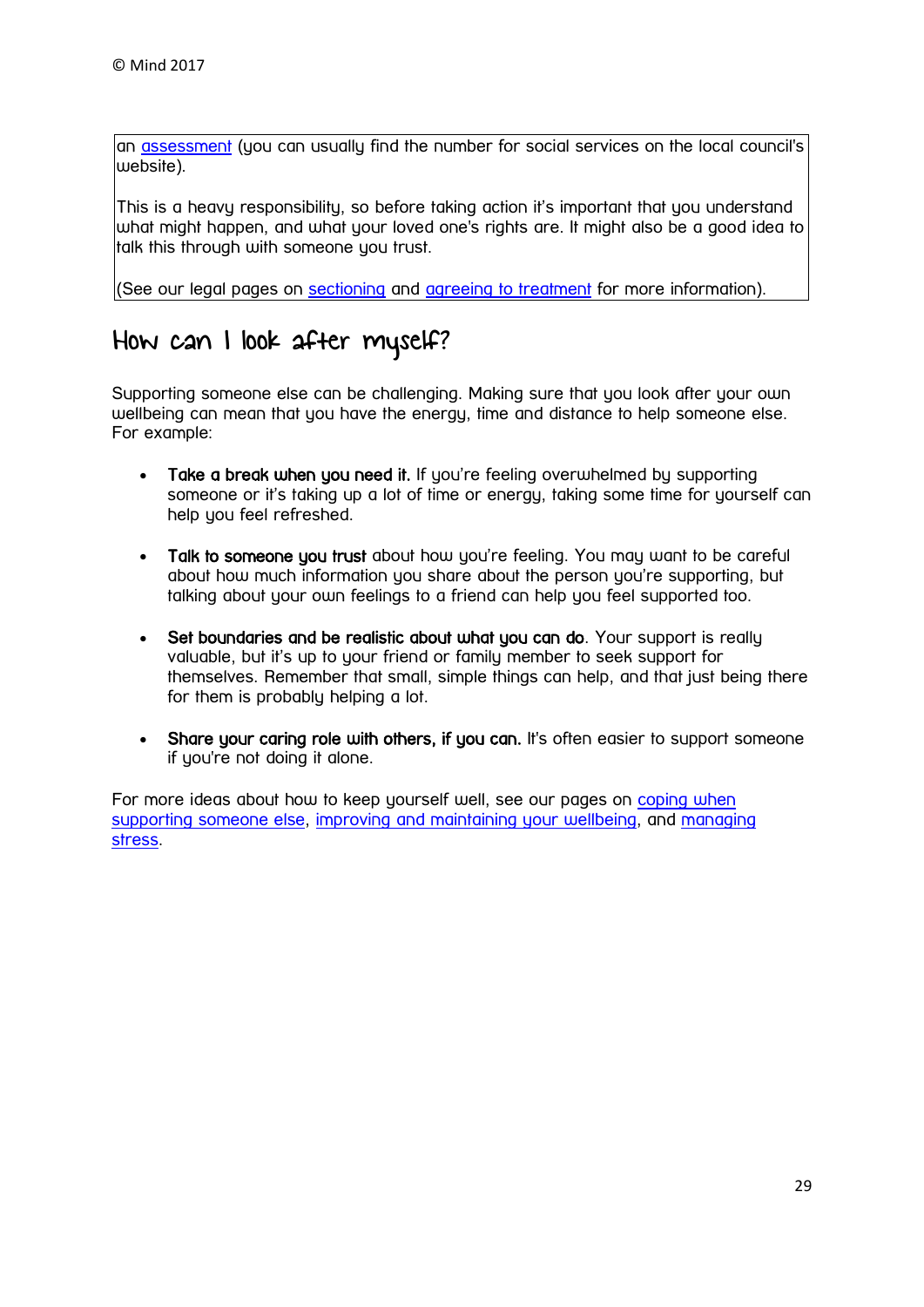an assessment (you can usually find the number for social services on the local council's website).

This is a heavy responsibility, so before taking action it's important that you understand what might happen, and what your loved one's rights are. It might also be a good idea to talk this through with someone you trust.

(See our legal pages on sectioning and agreeing to treatment for more information).

## How can I look after myself?

Supporting someone else can be challenging. Making sure that you look after your own wellbeing can mean that you have the energy, time and distance to help someone else. For example:

- **Take a break when you need it.** If you're feeling overwhelmed by supporting someone or it's taking up a lot of time or energy, taking some time for yourself can help you feel refreshed.
- **Talk to someone you trust** about how you're feeling. You may want to be careful about how much information you share about the person you're supporting, but talking about your own feelings to a friend can help you feel supported too.
- **Set boundaries and be realistic about what you can do**. Your support is really valuable, but it's up to your friend or family member to seek support for themselves. Remember that small, simple things can help, and that just being there for them is probably helping a lot.
- **Share your caring role with others, if you can.** It's often easier to support someone if you're not doing it alone.

For more ideas about how to keep yourself well, see our pages on coping when supporting someone else, improving and maintaining your wellbeing, and managing stress.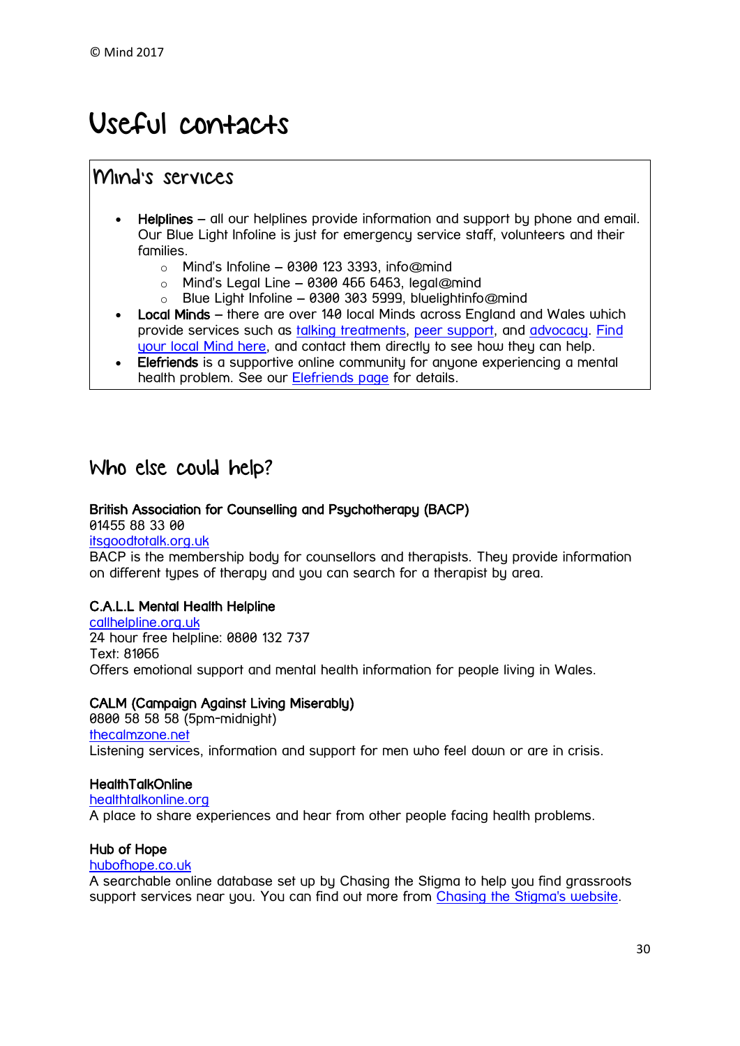© Mind 2017

# Useful contacts

## Mind's services

- **Helplines** – all our helplines provide information and support by phone and email. Our Blue Light Infoline is just for emergency service staff, volunteers and their families.
    - Mind's Infoline – 0300 123 3393, info@mind
    - Mind's Legal Line – 0300 466 6463, legal@mind
    - Blue Light Infoline – 0300 303 5999, bluelightinfo@mind
- **Local Minds** – there are over 140 local Minds across England and Wales which provide services such as talking treatments, peer support, and advocacy. Find your local Mind here, and contact them directly to see how they can help.
- **Elefriends** is a supportive online community for anyone experiencing a mental health problem. See our Elefriends page for details.

## Who else could help?

**British Association for Counselling and Psychotherapy (BACP)**
01455 88 33 00
itsgoodtotalk.org.uk
BACP is the membership body for counsellors and therapists. They provide information on different types of therapy and you can search for a therapist by area.

**C.A.L.L Mental Health Helpline**
callhelpline.org.uk
24 hour free helpline: 0800 132 737
Text: 81066
Offers emotional support and mental health information for people living in Wales.

**CALM (Campaign Against Living Miserably)**
0800 58 58 58 (5pm-midnight)
thecalmzone.net
Listening services, information and support for men who feel down or are in crisis.

**HealthTalkOnline**
healthtalkonline.org
A place to share experiences and hear from other people facing health problems.

**Hub of Hope**
hubofhope.co.uk
A searchable online database set up by Chasing the Stigma to help you find grassroots support services near you. You can find out more from Chasing the Stigma's website.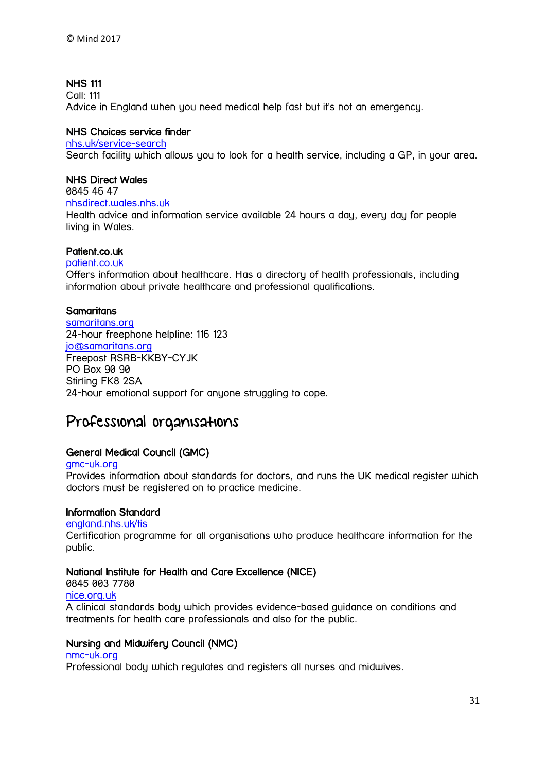**NHS 111**
Call: 111
Advice in England when you need medical help fast but it's not an emergency.

**NHS Choices service finder**
nhs.uk/service-search
Search facility which allows you to look for a health service, including a GP, in your area.

**NHS Direct Wales**
0845 46 47
nhsdirect.wales.nhs.uk
Health advice and information service available 24 hours a day, every day for people living in Wales.

**Patient.co.uk**
patient.co.uk
Offers information about healthcare. Has a directory of health professionals, including information about private healthcare and professional qualifications.

**Samaritans**
samaritans.org
24-hour freephone helpline: 116 123
jo@samaritans.org
Freepost RSRB-KKBY-CYJK
PO Box 90 90
Stirling FK8 2SA
24-hour emotional support for anyone struggling to cope.

## Professional organisations

**General Medical Council (GMC)**
gmc-uk.org
Provides information about standards for doctors, and runs the UK medical register which doctors must be registered on to practice medicine.

**Information Standard**
england.nhs.uk/tis
Certification programme for all organisations who produce healthcare information for the public.

**National Institute for Health and Care Excellence (NICE)**
0845 003 7780
nice.org.uk
A clinical standards body which provides evidence-based guidance on conditions and treatments for health care professionals and also for the public.

**Nursing and Midwifery Council (NMC)**
nmc-uk.org
Professional body which regulates and registers all nurses and midwives.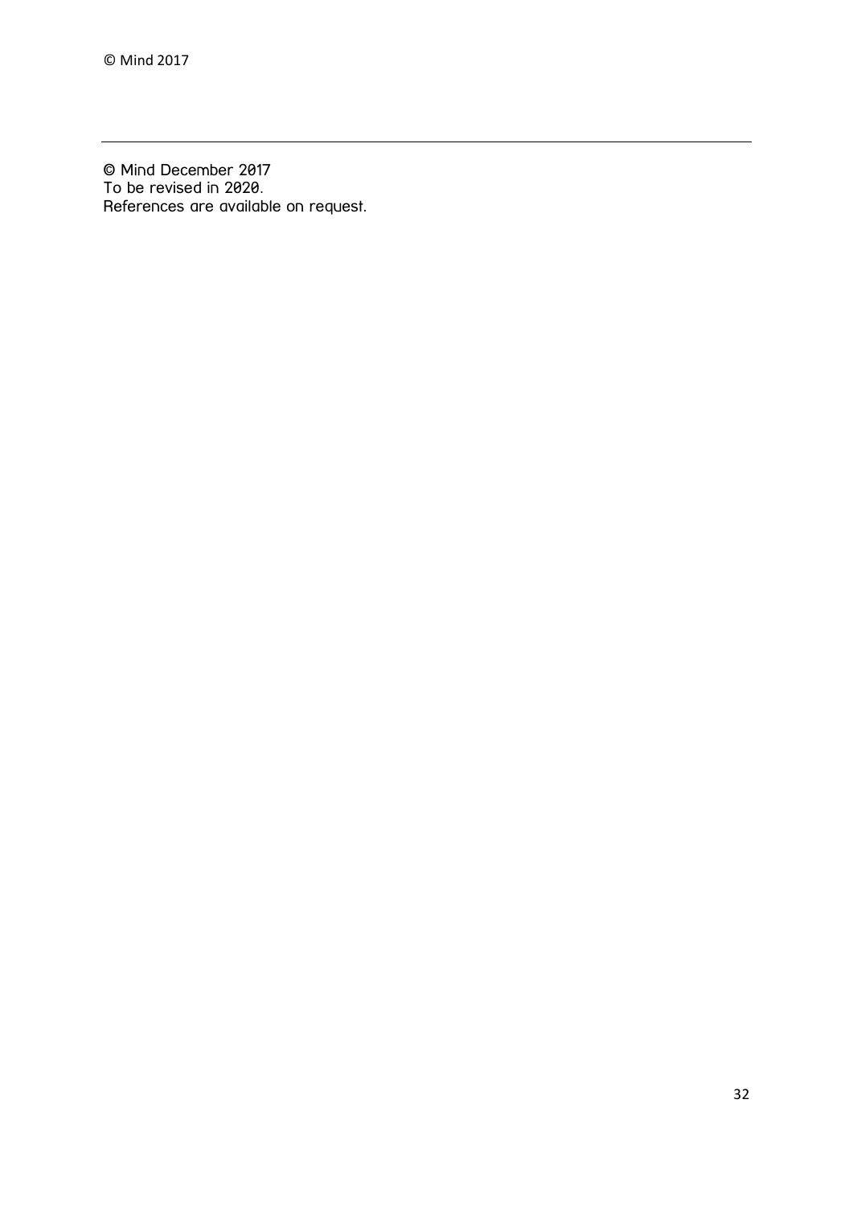© Mind December 2017
To be revised in 2020.
References are available on request.